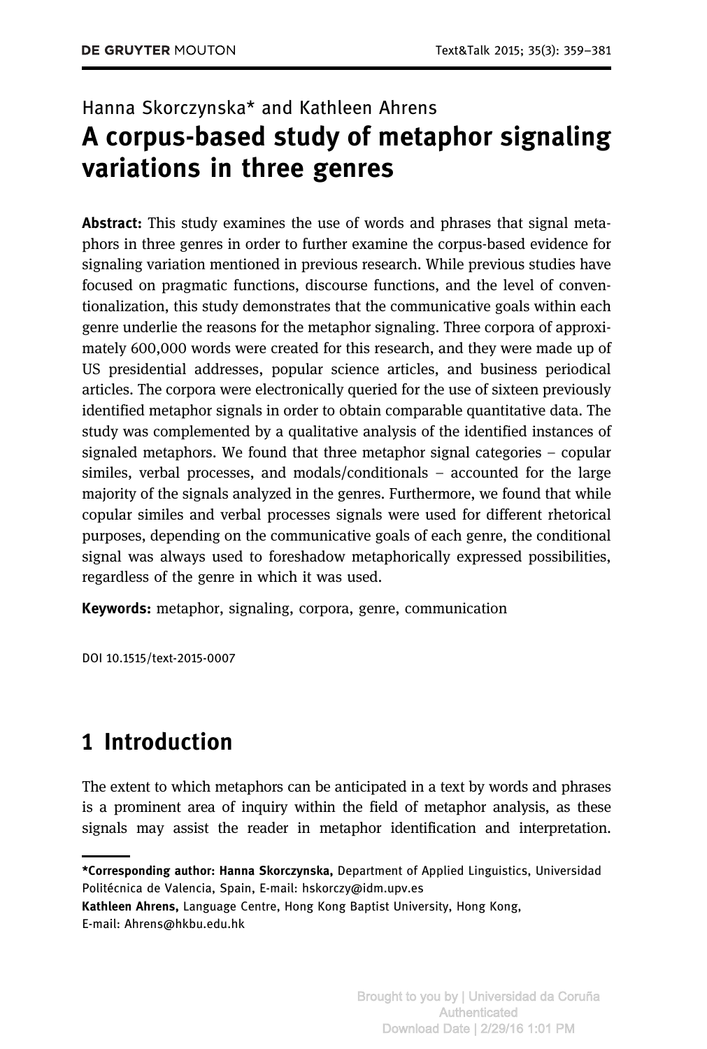Hanna Skorczynska* and Kathleen Ahrens

# A corpus-based study of metaphor signaling variations in three genres

**Abstract:** This study examines the use of words and phrases that signal metaphors in three genres in order to further examine the corpus-based evidence for signaling variation mentioned in previous research. While previous studies have focused on pragmatic functions, discourse functions, and the level of conventionalization, this study demonstrates that the communicative goals within each genre underlie the reasons for the metaphor signaling. Three corpora of approximately 600,000 words were created for this research, and they were made up of US presidential addresses, popular science articles, and business periodical articles. The corpora were electronically queried for the use of sixteen previously identified metaphor signals in order to obtain comparable quantitative data. The study was complemented by a qualitative analysis of the identified instances of signaled metaphors. We found that three metaphor signal categories – copular similes, verbal processes, and modals/conditionals – accounted for the large majority of the signals analyzed in the genres. Furthermore, we found that while copular similes and verbal processes signals were used for different rhetorical purposes, depending on the communicative goals of each genre, the conditional signal was always used to foreshadow metaphorically expressed possibilities, regardless of the genre in which it was used.

**Keywords:** metaphor, signaling, corpora, genre, communication

DOI 10.1515/text-2015-0007

## 1 Introduction

The extent to which metaphors can be anticipated in a text by words and phrases is a prominent area of inquiry within the field of metaphor analysis, as these signals may assist the reader in metaphor identification and interpretation.

---

**\*Corresponding author: Hanna Skorczynska,** Department of Applied Linguistics, Universidad Politécnica de Valencia, Spain, E-mail: hskorczy@idm.upv.es

**Kathleen Ahrens,** Language Centre, Hong Kong Baptist University, Hong Kong, E-mail: Ahrens@hkbu.edu.hk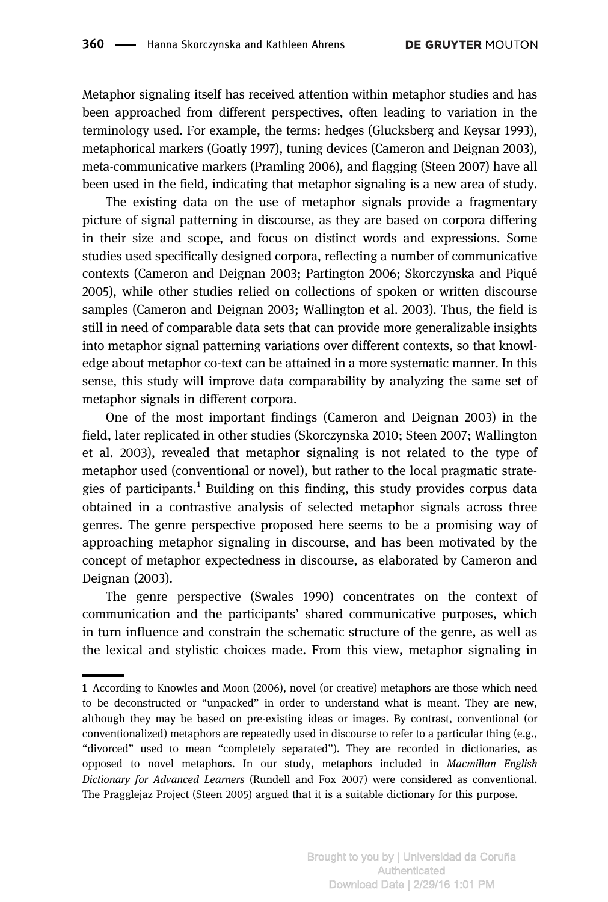Metaphor signaling itself has received attention within metaphor studies and has been approached from different perspectives, often leading to variation in the terminology used. For example, the terms: hedges (Glucksberg and Keysar 1993), metaphorical markers (Goatly 1997), tuning devices (Cameron and Deignan 2003), meta-communicative markers (Pramling 2006), and flagging (Steen 2007) have all been used in the field, indicating that metaphor signaling is a new area of study.

The existing data on the use of metaphor signals provide a fragmentary picture of signal patterning in discourse, as they are based on corpora differing in their size and scope, and focus on distinct words and expressions. Some studies used specifically designed corpora, reflecting a number of communicative contexts (Cameron and Deignan 2003; Partington 2006; Skorczynska and Piqué 2005), while other studies relied on collections of spoken or written discourse samples (Cameron and Deignan 2003; Wallington et al. 2003). Thus, the field is still in need of comparable data sets that can provide more generalizable insights into metaphor signal patterning variations over different contexts, so that knowledge about metaphor co-text can be attained in a more systematic manner. In this sense, this study will improve data comparability by analyzing the same set of metaphor signals in different corpora.

One of the most important findings (Cameron and Deignan 2003) in the field, later replicated in other studies (Skorczynska 2010; Steen 2007; Wallington et al. 2003), revealed that metaphor signaling is not related to the type of metaphor used (conventional or novel), but rather to the local pragmatic strategies of participants.[1] Building on this finding, this study provides corpus data obtained in a contrastive analysis of selected metaphor signals across three genres. The genre perspective proposed here seems to be a promising way of approaching metaphor signaling in discourse, and has been motivated by the concept of metaphor expectedness in discourse, as elaborated by Cameron and Deignan (2003).

The genre perspective (Swales 1990) concentrates on the context of communication and the participants' shared communicative purposes, which in turn influence and constrain the schematic structure of the genre, as well as the lexical and stylistic choices made. From this view, metaphor signaling in

---

**1** According to Knowles and Moon (2006), novel (or creative) metaphors are those which need to be deconstructed or "unpacked" in order to understand what is meant. They are new, although they may be based on pre-existing ideas or images. By contrast, conventional (or conventionalized) metaphors are repeatedly used in discourse to refer to a particular thing (e.g., "divorced" used to mean "completely separated"). They are recorded in dictionaries, as opposed to novel metaphors. In our study, metaphors included in *Macmillan English Dictionary for Advanced Learners* (Rundell and Fox 2007) were considered as conventional. The Pragglejaz Project (Steen 2005) argued that it is a suitable dictionary for this purpose.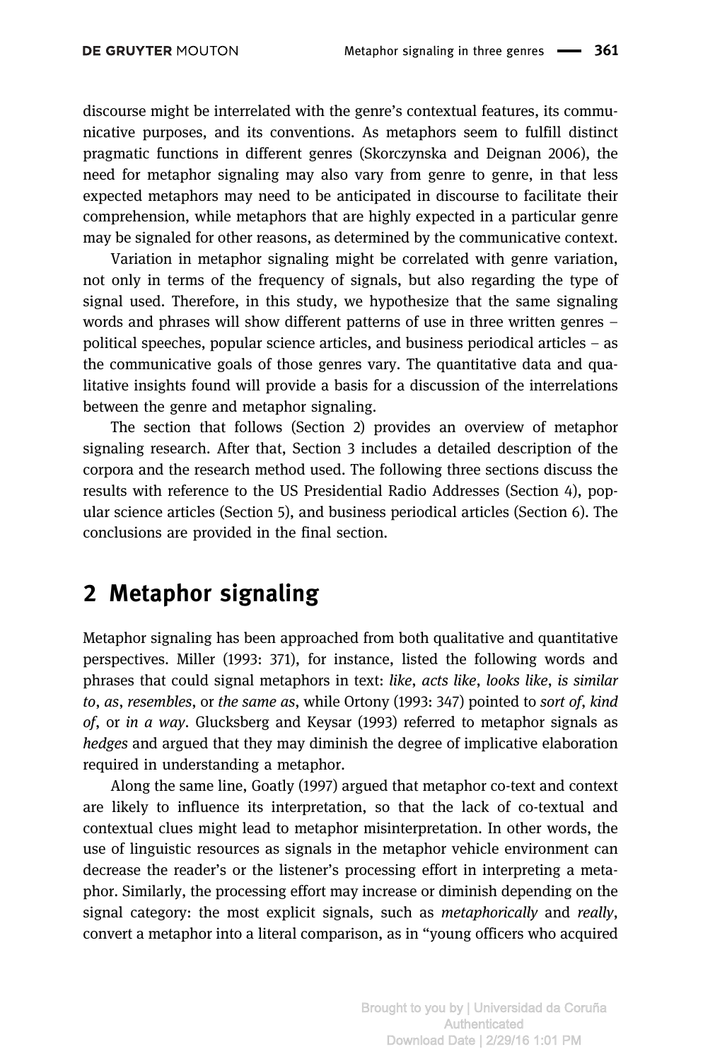discourse might be interrelated with the genre's contextual features, its communicative purposes, and its conventions. As metaphors seem to fulfill distinct pragmatic functions in different genres (Skorczynska and Deignan 2006), the need for metaphor signaling may also vary from genre to genre, in that less expected metaphors may need to be anticipated in discourse to facilitate their comprehension, while metaphors that are highly expected in a particular genre may be signaled for other reasons, as determined by the communicative context.

Variation in metaphor signaling might be correlated with genre variation, not only in terms of the frequency of signals, but also regarding the type of signal used. Therefore, in this study, we hypothesize that the same signaling words and phrases will show different patterns of use in three written genres – political speeches, popular science articles, and business periodical articles – as the communicative goals of those genres vary. The quantitative data and qualitative insights found will provide a basis for a discussion of the interrelations between the genre and metaphor signaling.

The section that follows (Section 2) provides an overview of metaphor signaling research. After that, Section 3 includes a detailed description of the corpora and the research method used. The following three sections discuss the results with reference to the US Presidential Radio Addresses (Section 4), popular science articles (Section 5), and business periodical articles (Section 6). The conclusions are provided in the final section.

## 2 Metaphor signaling

Metaphor signaling has been approached from both qualitative and quantitative perspectives. Miller (1993: 371), for instance, listed the following words and phrases that could signal metaphors in text: *like*, *acts like*, *looks like*, *is similar to*, *as*, *resembles*, or *the same as*, while Ortony (1993: 347) pointed to *sort of*, *kind of*, or *in a way*. Glucksberg and Keysar (1993) referred to metaphor signals as *hedges* and argued that they may diminish the degree of implicative elaboration required in understanding a metaphor.

Along the same line, Goatly (1997) argued that metaphor co-text and context are likely to influence its interpretation, so that the lack of co-textual and contextual clues might lead to metaphor misinterpretation. In other words, the use of linguistic resources as signals in the metaphor vehicle environment can decrease the reader's or the listener's processing effort in interpreting a metaphor. Similarly, the processing effort may increase or diminish depending on the signal category: the most explicit signals, such as *metaphorically* and *really*, convert a metaphor into a literal comparison, as in "young officers who acquired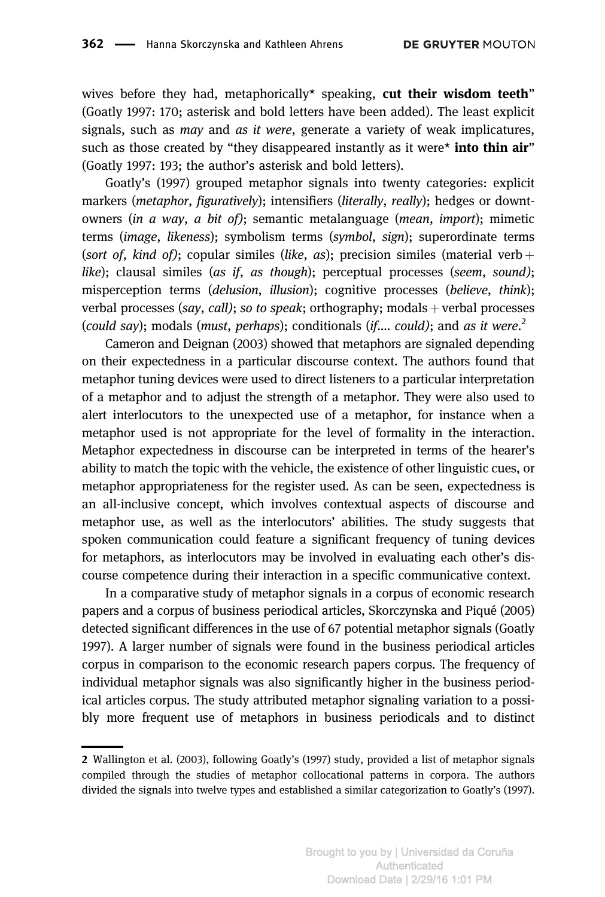wives before they had, metaphorically* speaking, **cut their wisdom teeth**" (Goatly 1997: 170; asterisk and bold letters have been added). The least explicit signals, such as *may* and *as it were*, generate a variety of weak implicatures, such as those created by "they disappeared instantly as it were* **into thin air**" (Goatly 1997: 193; the author's asterisk and bold letters).

Goatly's (1997) grouped metaphor signals into twenty categories: explicit markers (*metaphor*, *figuratively*); intensifiers (*literally*, *really*); hedges or downtowners (*in a way*, *a bit of)*; semantic metalanguage (*mean*, *import*); mimetic terms (*image*, *likeness*); symbolism terms (*symbol*, *sign*); superordinate terms (*sort of*, *kind of)*; copular similes (*like*, *as*); precision similes (material verb + *like*); clausal similes (*as if*, *as though*); perceptual processes (*seem*, *sound)*; misperception terms (*delusion*, *illusion*); cognitive processes (*believe*, *think*); verbal processes (*say*, *call)*; *so to speak*; orthography; modals + verbal processes (*could say*); modals (*must*, *perhaps*); conditionals (*if.... could)*; and *as it were*.[2]

Cameron and Deignan (2003) showed that metaphors are signaled depending on their expectedness in a particular discourse context. The authors found that metaphor tuning devices were used to direct listeners to a particular interpretation of a metaphor and to adjust the strength of a metaphor. They were also used to alert interlocutors to the unexpected use of a metaphor, for instance when a metaphor used is not appropriate for the level of formality in the interaction. Metaphor expectedness in discourse can be interpreted in terms of the hearer's ability to match the topic with the vehicle, the existence of other linguistic cues, or metaphor appropriateness for the register used. As can be seen, expectedness is an all-inclusive concept, which involves contextual aspects of discourse and metaphor use, as well as the interlocutors' abilities. The study suggests that spoken communication could feature a significant frequency of tuning devices for metaphors, as interlocutors may be involved in evaluating each other's discourse competence during their interaction in a specific communicative context.

In a comparative study of metaphor signals in a corpus of economic research papers and a corpus of business periodical articles, Skorczynska and Piqué (2005) detected significant differences in the use of 67 potential metaphor signals (Goatly 1997). A larger number of signals were found in the business periodical articles corpus in comparison to the economic research papers corpus. The frequency of individual metaphor signals was also significantly higher in the business periodical articles corpus. The study attributed metaphor signaling variation to a possibly more frequent use of metaphors in business periodicals and to distinct

---

2 Wallington et al. (2003), following Goatly's (1997) study, provided a list of metaphor signals compiled through the studies of metaphor collocational patterns in corpora. The authors divided the signals into twelve types and established a similar categorization to Goatly's (1997).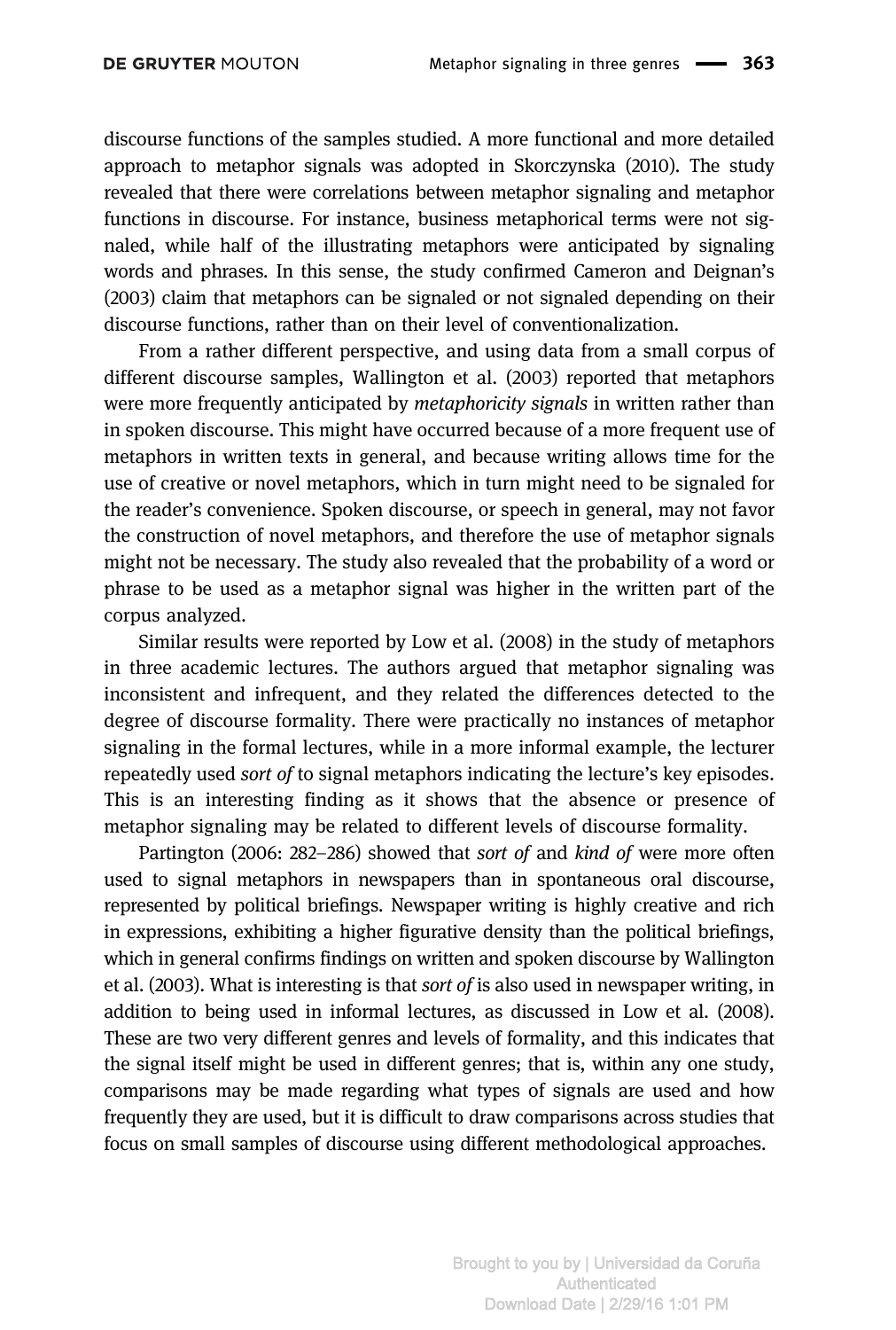discourse functions of the samples studied. A more functional and more detailed approach to metaphor signals was adopted in Skorczynska (2010). The study revealed that there were correlations between metaphor signaling and metaphor functions in discourse. For instance, business metaphorical terms were not signaled, while half of the illustrating metaphors were anticipated by signaling words and phrases. In this sense, the study confirmed Cameron and Deignan's (2003) claim that metaphors can be signaled or not signaled depending on their discourse functions, rather than on their level of conventionalization.

From a rather different perspective, and using data from a small corpus of different discourse samples, Wallington et al. (2003) reported that metaphors were more frequently anticipated by *metaphoricity signals* in written rather than in spoken discourse. This might have occurred because of a more frequent use of metaphors in written texts in general, and because writing allows time for the use of creative or novel metaphors, which in turn might need to be signaled for the reader's convenience. Spoken discourse, or speech in general, may not favor the construction of novel metaphors, and therefore the use of metaphor signals might not be necessary. The study also revealed that the probability of a word or phrase to be used as a metaphor signal was higher in the written part of the corpus analyzed.

Similar results were reported by Low et al. (2008) in the study of metaphors in three academic lectures. The authors argued that metaphor signaling was inconsistent and infrequent, and they related the differences detected to the degree of discourse formality. There were practically no instances of metaphor signaling in the formal lectures, while in a more informal example, the lecturer repeatedly used *sort of* to signal metaphors indicating the lecture's key episodes. This is an interesting finding as it shows that the absence or presence of metaphor signaling may be related to different levels of discourse formality.

Partington (2006: 282–286) showed that *sort of* and *kind of* were more often used to signal metaphors in newspapers than in spontaneous oral discourse, represented by political briefings. Newspaper writing is highly creative and rich in expressions, exhibiting a higher figurative density than the political briefings, which in general confirms findings on written and spoken discourse by Wallington et al. (2003). What is interesting is that *sort of* is also used in newspaper writing, in addition to being used in informal lectures, as discussed in Low et al. (2008). These are two very different genres and levels of formality, and this indicates that the signal itself might be used in different genres; that is, within any one study, comparisons may be made regarding what types of signals are used and how frequently they are used, but it is difficult to draw comparisons across studies that focus on small samples of discourse using different methodological approaches.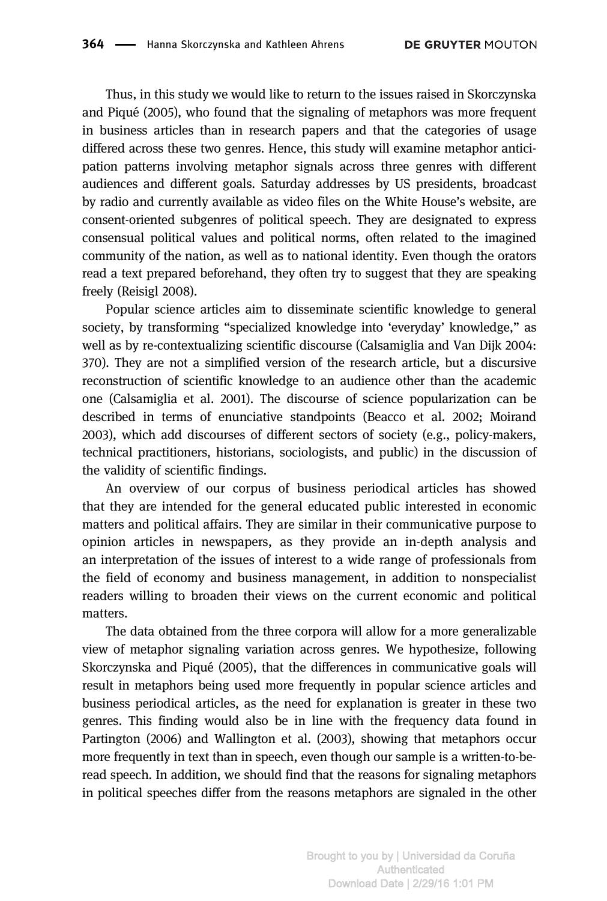Thus, in this study we would like to return to the issues raised in Skorczynska and Piqué (2005), who found that the signaling of metaphors was more frequent in business articles than in research papers and that the categories of usage differed across these two genres. Hence, this study will examine metaphor anticipation patterns involving metaphor signals across three genres with different audiences and different goals. Saturday addresses by US presidents, broadcast by radio and currently available as video files on the White House's website, are consent-oriented subgenres of political speech. They are designated to express consensual political values and political norms, often related to the imagined community of the nation, as well as to national identity. Even though the orators read a text prepared beforehand, they often try to suggest that they are speaking freely (Reisigl 2008).

Popular science articles aim to disseminate scientific knowledge to general society, by transforming "specialized knowledge into 'everyday' knowledge," as well as by re-contextualizing scientific discourse (Calsamiglia and Van Dijk 2004: 370). They are not a simplified version of the research article, but a discursive reconstruction of scientific knowledge to an audience other than the academic one (Calsamiglia et al. 2001). The discourse of science popularization can be described in terms of enunciative standpoints (Beacco et al. 2002; Moirand 2003), which add discourses of different sectors of society (e.g., policy-makers, technical practitioners, historians, sociologists, and public) in the discussion of the validity of scientific findings.

An overview of our corpus of business periodical articles has showed that they are intended for the general educated public interested in economic matters and political affairs. They are similar in their communicative purpose to opinion articles in newspapers, as they provide an in-depth analysis and an interpretation of the issues of interest to a wide range of professionals from the field of economy and business management, in addition to nonspecialist readers willing to broaden their views on the current economic and political matters.

The data obtained from the three corpora will allow for a more generalizable view of metaphor signaling variation across genres. We hypothesize, following Skorczynska and Piqué (2005), that the differences in communicative goals will result in metaphors being used more frequently in popular science articles and business periodical articles, as the need for explanation is greater in these two genres. This finding would also be in line with the frequency data found in Partington (2006) and Wallington et al. (2003), showing that metaphors occur more frequently in text than in speech, even though our sample is a written-to-be-read speech. In addition, we should find that the reasons for signaling metaphors in political speeches differ from the reasons metaphors are signaled in the other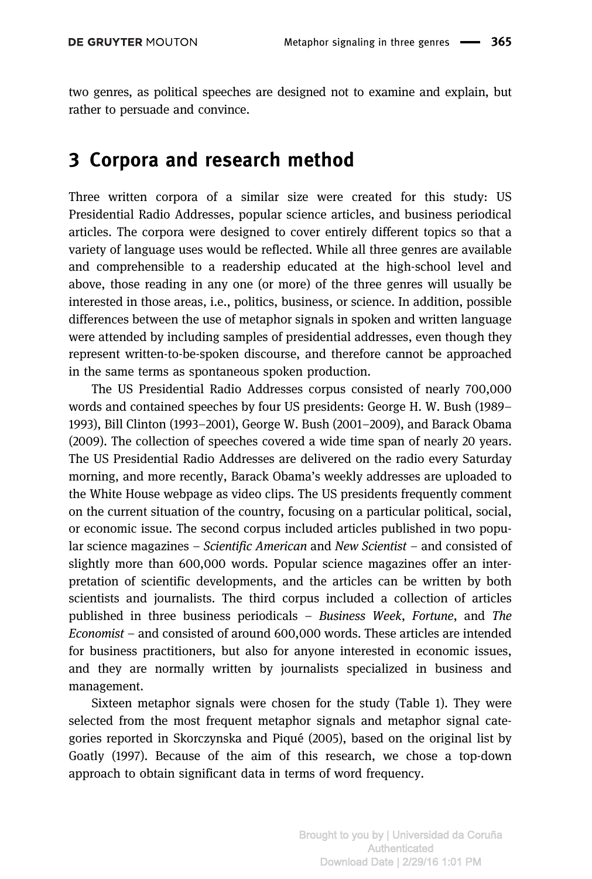two genres, as political speeches are designed not to examine and explain, but rather to persuade and convince.

## 3 Corpora and research method

Three written corpora of a similar size were created for this study: US Presidential Radio Addresses, popular science articles, and business periodical articles. The corpora were designed to cover entirely different topics so that a variety of language uses would be reflected. While all three genres are available and comprehensible to a readership educated at the high-school level and above, those reading in any one (or more) of the three genres will usually be interested in those areas, i.e., politics, business, or science. In addition, possible differences between the use of metaphor signals in spoken and written language were attended by including samples of presidential addresses, even though they represent written-to-be-spoken discourse, and therefore cannot be approached in the same terms as spontaneous spoken production.

The US Presidential Radio Addresses corpus consisted of nearly 700,000 words and contained speeches by four US presidents: George H. W. Bush (1989–1993), Bill Clinton (1993–2001), George W. Bush (2001–2009), and Barack Obama (2009). The collection of speeches covered a wide time span of nearly 20 years. The US Presidential Radio Addresses are delivered on the radio every Saturday morning, and more recently, Barack Obama's weekly addresses are uploaded to the White House webpage as video clips. The US presidents frequently comment on the current situation of the country, focusing on a particular political, social, or economic issue. The second corpus included articles published in two popular science magazines – *Scientific American* and *New Scientist* – and consisted of slightly more than 600,000 words. Popular science magazines offer an interpretation of scientific developments, and the articles can be written by both scientists and journalists. The third corpus included a collection of articles published in three business periodicals – *Business Week*, *Fortune*, and *The Economist* – and consisted of around 600,000 words. These articles are intended for business practitioners, but also for anyone interested in economic issues, and they are normally written by journalists specialized in business and management.

Sixteen metaphor signals were chosen for the study (Table 1). They were selected from the most frequent metaphor signals and metaphor signal categories reported in Skorczynska and Piqué (2005), based on the original list by Goatly (1997). Because of the aim of this research, we chose a top-down approach to obtain significant data in terms of word frequency.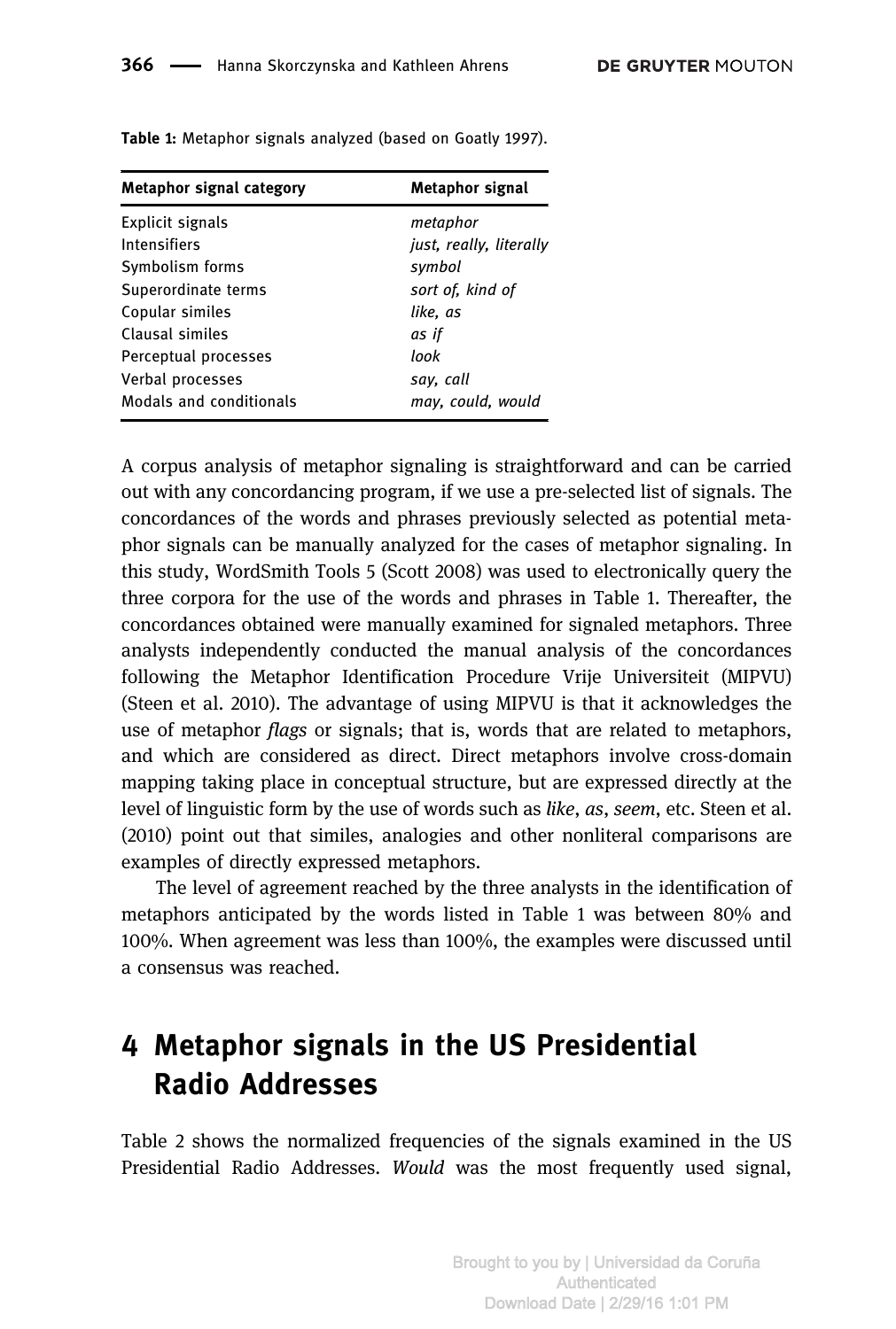**Table 1:** Metaphor signals analyzed (based on Goatly 1997).

| Metaphor signal category | Metaphor signal |
|---|---|
| Explicit signals | *metaphor* |
| Intensifiers | *just, really, literally* |
| Symbolism forms | *symbol* |
| Superordinate terms | *sort of, kind of* |
| Copular similes | *like, as* |
| Clausal similes | *as if* |
| Perceptual processes | *look* |
| Verbal processes | *say, call* |
| Modals and conditionals | *may, could, would* |

A corpus analysis of metaphor signaling is straightforward and can be carried out with any concordancing program, if we use a pre-selected list of signals. The concordances of the words and phrases previously selected as potential metaphor signals can be manually analyzed for the cases of metaphor signaling. In this study, WordSmith Tools 5 (Scott 2008) was used to electronically query the three corpora for the use of the words and phrases in Table 1. Thereafter, the concordances obtained were manually examined for signaled metaphors. Three analysts independently conducted the manual analysis of the concordances following the Metaphor Identification Procedure Vrije Universiteit (MIPVU) (Steen et al. 2010). The advantage of using MIPVU is that it acknowledges the use of metaphor *flags* or signals; that is, words that are related to metaphors, and which are considered as direct. Direct metaphors involve cross-domain mapping taking place in conceptual structure, but are expressed directly at the level of linguistic form by the use of words such as *like*, *as*, *seem*, etc. Steen et al. (2010) point out that similes, analogies and other nonliteral comparisons are examples of directly expressed metaphors.

The level of agreement reached by the three analysts in the identification of metaphors anticipated by the words listed in Table 1 was between 80% and 100%. When agreement was less than 100%, the examples were discussed until a consensus was reached.

# 4 Metaphor signals in the US Presidential Radio Addresses

Table 2 shows the normalized frequencies of the signals examined in the US Presidential Radio Addresses. *Would* was the most frequently used signal,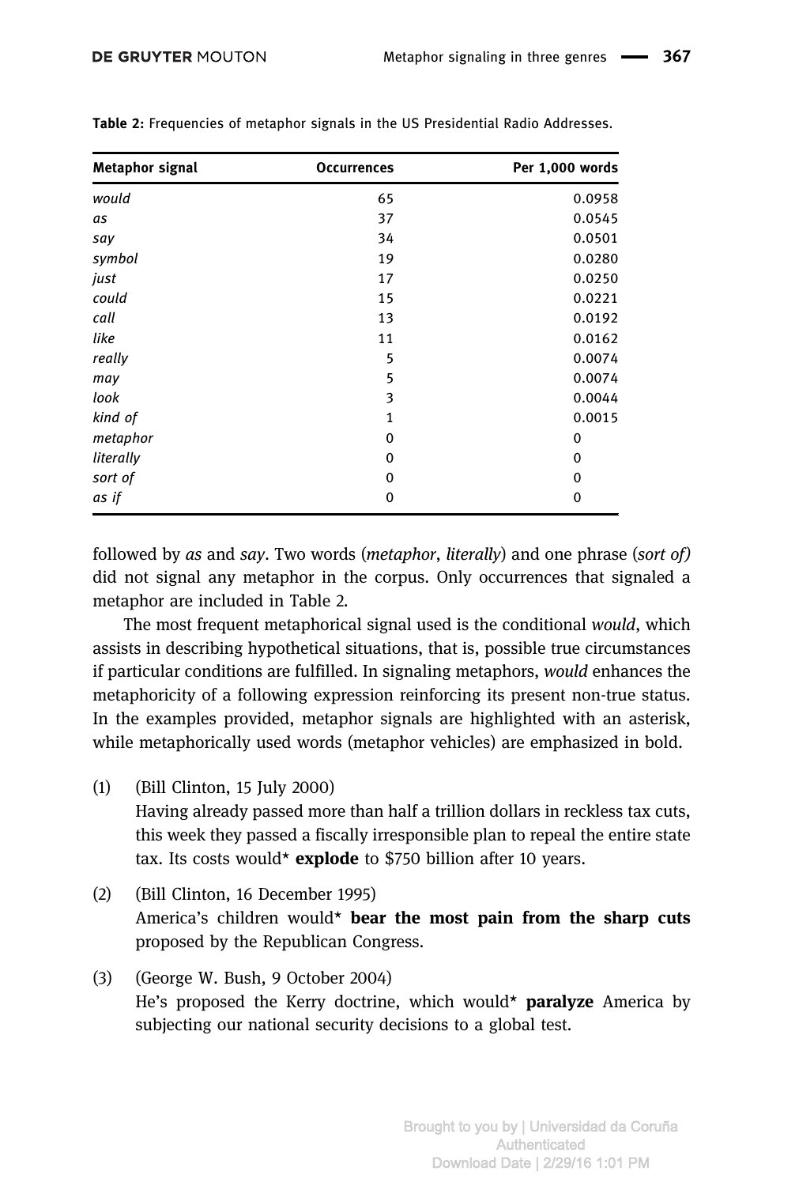**Table 2:** Frequencies of metaphor signals in the US Presidential Radio Addresses.

| Metaphor signal | Occurrences | Per 1,000 words |
|---|---|---|
| *would* | 65 | 0.0958 |
| *as* | 37 | 0.0545 |
| *say* | 34 | 0.0501 |
| *symbol* | 19 | 0.0280 |
| *just* | 17 | 0.0250 |
| *could* | 15 | 0.0221 |
| *call* | 13 | 0.0192 |
| *like* | 11 | 0.0162 |
| *really* | 5 | 0.0074 |
| *may* | 5 | 0.0074 |
| *look* | 3 | 0.0044 |
| *kind of* | 1 | 0.0015 |
| *metaphor* | 0 | 0 |
| *literally* | 0 | 0 |
| *sort of* | 0 | 0 |
| *as if* | 0 | 0 |

followed by *as* and *say*. Two words (*metaphor*, *literally*) and one phrase (*sort of)* did not signal any metaphor in the corpus. Only occurrences that signaled a metaphor are included in Table 2.

The most frequent metaphorical signal used is the conditional *would*, which assists in describing hypothetical situations, that is, possible true circumstances if particular conditions are fulfilled. In signaling metaphors, *would* enhances the metaphoricity of a following expression reinforcing its present non-true status. In the examples provided, metaphor signals are highlighted with an asterisk, while metaphorically used words (metaphor vehicles) are emphasized in bold.

(1) (Bill Clinton, 15 July 2000)
Having already passed more than half a trillion dollars in reckless tax cuts, this week they passed a fiscally irresponsible plan to repeal the entire state tax. Its costs would* **explode** to $750 billion after 10 years.

(2) (Bill Clinton, 16 December 1995)
America's children would* **bear the most pain from the sharp cuts** proposed by the Republican Congress.

(3) (George W. Bush, 9 October 2004)
He's proposed the Kerry doctrine, which would* **paralyze** America by subjecting our national security decisions to a global test.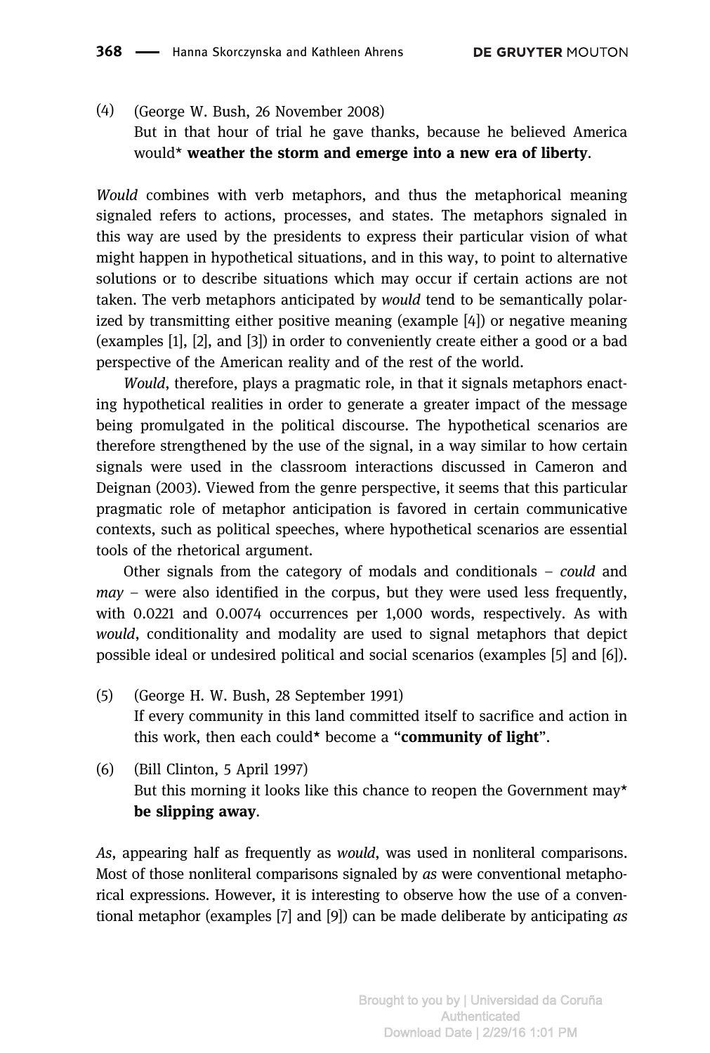(4) (George W. Bush, 26 November 2008)
But in that hour of trial he gave thanks, because he believed America would* **weather the storm and emerge into a new era of liberty**.

*Would* combines with verb metaphors, and thus the metaphorical meaning signaled refers to actions, processes, and states. The metaphors signaled in this way are used by the presidents to express their particular vision of what might happen in hypothetical situations, and in this way, to point to alternative solutions or to describe situations which may occur if certain actions are not taken. The verb metaphors anticipated by *would* tend to be semantically polarized by transmitting either positive meaning (example [4]) or negative meaning (examples [1], [2], and [3]) in order to conveniently create either a good or a bad perspective of the American reality and of the rest of the world.

*Would*, therefore, plays a pragmatic role, in that it signals metaphors enacting hypothetical realities in order to generate a greater impact of the message being promulgated in the political discourse. The hypothetical scenarios are therefore strengthened by the use of the signal, in a way similar to how certain signals were used in the classroom interactions discussed in Cameron and Deignan (2003). Viewed from the genre perspective, it seems that this particular pragmatic role of metaphor anticipation is favored in certain communicative contexts, such as political speeches, where hypothetical scenarios are essential tools of the rhetorical argument.

Other signals from the category of modals and conditionals – *could* and *may* – were also identified in the corpus, but they were used less frequently, with 0.0221 and 0.0074 occurrences per 1,000 words, respectively. As with *would*, conditionality and modality are used to signal metaphors that depict possible ideal or undesired political and social scenarios (examples [5] and [6]).

(5) (George H. W. Bush, 28 September 1991)
If every community in this land committed itself to sacrifice and action in this work, then each could* become a "**community of light**".

(6) (Bill Clinton, 5 April 1997)
But this morning it looks like this chance to reopen the Government may* **be slipping away**.

*As*, appearing half as frequently as *would*, was used in nonliteral comparisons. Most of those nonliteral comparisons signaled by *as* were conventional metaphorical expressions. However, it is interesting to observe how the use of a conventional metaphor (examples [7] and [9]) can be made deliberate by anticipating *as*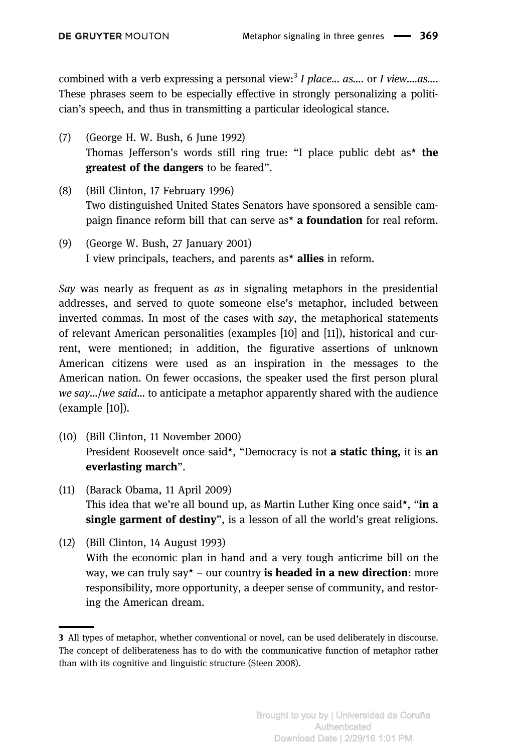combined with a verb expressing a personal view:[3] *I place… as….* or *I view….as….* These phrases seem to be especially effective in strongly personalizing a politician's speech, and thus in transmitting a particular ideological stance.

(7) (George H. W. Bush, 6 June 1992)
Thomas Jefferson's words still ring true: "I place public debt as* **the greatest of the dangers** to be feared".

(8) (Bill Clinton, 17 February 1996)
Two distinguished United States Senators have sponsored a sensible campaign finance reform bill that can serve as* **a foundation** for real reform.

(9) (George W. Bush, 27 January 2001)
I view principals, teachers, and parents as* **allies** in reform.

*Say* was nearly as frequent as *as* in signaling metaphors in the presidential addresses, and served to quote someone else's metaphor, included between inverted commas. In most of the cases with *say*, the metaphorical statements of relevant American personalities (examples [10] and [11]), historical and current, were mentioned; in addition, the figurative assertions of unknown American citizens were used as an inspiration in the messages to the American nation. On fewer occasions, the speaker used the first person plural *we say…/we said…* to anticipate a metaphor apparently shared with the audience (example [10]).

(10) (Bill Clinton, 11 November 2000)
President Roosevelt once said*, "Democracy is not **a static thing,** it is **an everlasting march**".

(11) (Barack Obama, 11 April 2009)
This idea that we're all bound up, as Martin Luther King once said*, "**in a single garment of destiny**", is a lesson of all the world's great religions.

(12) (Bill Clinton, 14 August 1993)
With the economic plan in hand and a very tough anticrime bill on the way, we can truly say* – our country **is headed in a new direction**: more responsibility, more opportunity, a deeper sense of community, and restoring the American dream.

---

**3** All types of metaphor, whether conventional or novel, can be used deliberately in discourse. The concept of deliberateness has to do with the communicative function of metaphor rather than with its cognitive and linguistic structure (Steen 2008).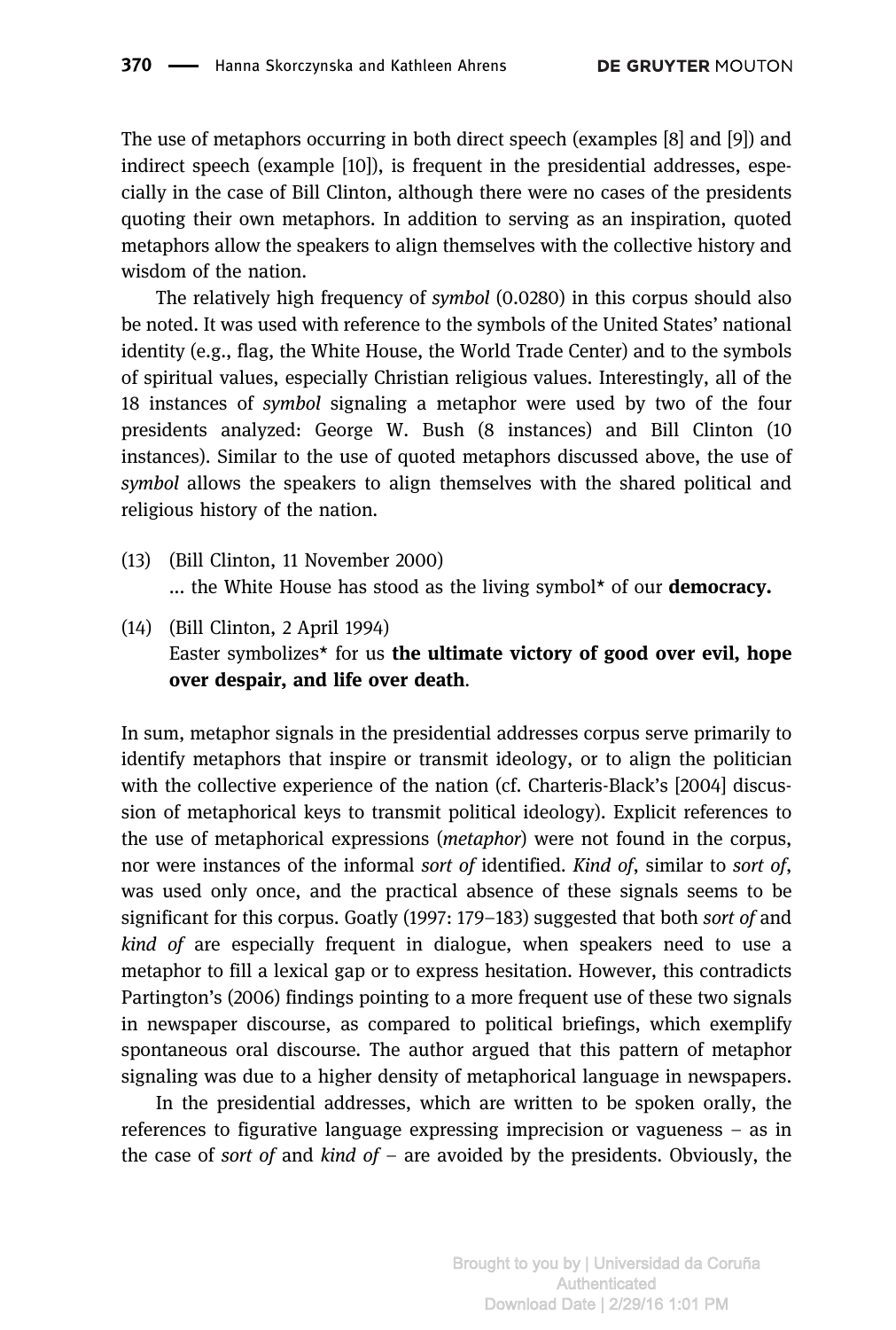The use of metaphors occurring in both direct speech (examples [8] and [9]) and indirect speech (example [10]), is frequent in the presidential addresses, especially in the case of Bill Clinton, although there were no cases of the presidents quoting their own metaphors. In addition to serving as an inspiration, quoted metaphors allow the speakers to align themselves with the collective history and wisdom of the nation.

The relatively high frequency of *symbol* (0.0280) in this corpus should also be noted. It was used with reference to the symbols of the United States' national identity (e.g., flag, the White House, the World Trade Center) and to the symbols of spiritual values, especially Christian religious values. Interestingly, all of the 18 instances of *symbol* signaling a metaphor were used by two of the four presidents analyzed: George W. Bush (8 instances) and Bill Clinton (10 instances). Similar to the use of quoted metaphors discussed above, the use of *symbol* allows the speakers to align themselves with the shared political and religious history of the nation.

(13) (Bill Clinton, 11 November 2000)
… the White House has stood as the living symbol* of our **democracy.**

(14) (Bill Clinton, 2 April 1994)
Easter symbolizes* for us **the ultimate victory of good over evil, hope over despair, and life over death**.

In sum, metaphor signals in the presidential addresses corpus serve primarily to identify metaphors that inspire or transmit ideology, or to align the politician with the collective experience of the nation (cf. Charteris-Black's [2004] discussion of metaphorical keys to transmit political ideology). Explicit references to the use of metaphorical expressions (*metaphor*) were not found in the corpus, nor were instances of the informal *sort of* identified. *Kind of*, similar to *sort of*, was used only once, and the practical absence of these signals seems to be significant for this corpus. Goatly (1997: 179–183) suggested that both *sort of* and *kind of* are especially frequent in dialogue, when speakers need to use a metaphor to fill a lexical gap or to express hesitation. However, this contradicts Partington's (2006) findings pointing to a more frequent use of these two signals in newspaper discourse, as compared to political briefings, which exemplify spontaneous oral discourse. The author argued that this pattern of metaphor signaling was due to a higher density of metaphorical language in newspapers.

In the presidential addresses, which are written to be spoken orally, the references to figurative language expressing imprecision or vagueness – as in the case of *sort of* and *kind of* – are avoided by the presidents. Obviously, the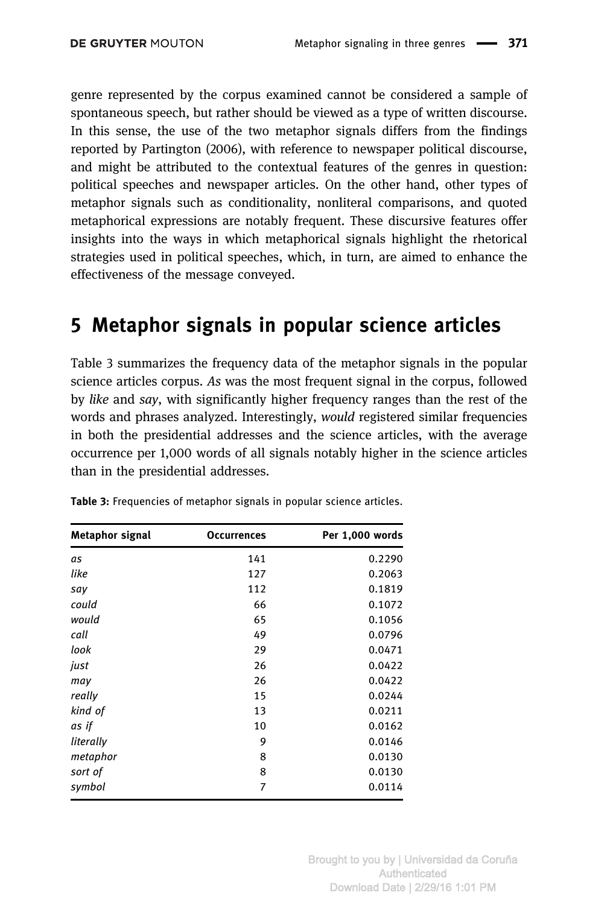genre represented by the corpus examined cannot be considered a sample of spontaneous speech, but rather should be viewed as a type of written discourse. In this sense, the use of the two metaphor signals differs from the findings reported by Partington (2006), with reference to newspaper political discourse, and might be attributed to the contextual features of the genres in question: political speeches and newspaper articles. On the other hand, other types of metaphor signals such as conditionality, nonliteral comparisons, and quoted metaphorical expressions are notably frequent. These discursive features offer insights into the ways in which metaphorical signals highlight the rhetorical strategies used in political speeches, which, in turn, are aimed to enhance the effectiveness of the message conveyed.

## 5 Metaphor signals in popular science articles

Table 3 summarizes the frequency data of the metaphor signals in the popular science articles corpus. *As* was the most frequent signal in the corpus, followed by *like* and *say*, with significantly higher frequency ranges than the rest of the words and phrases analyzed. Interestingly, *would* registered similar frequencies in both the presidential addresses and the science articles, with the average occurrence per 1,000 words of all signals notably higher in the science articles than in the presidential addresses.

**Table 3:** Frequencies of metaphor signals in popular science articles.

| Metaphor signal | Occurrences | Per 1,000 words |
|---|---|---|
| *as* | 141 | 0.2290 |
| *like* | 127 | 0.2063 |
| *say* | 112 | 0.1819 |
| *could* | 66 | 0.1072 |
| *would* | 65 | 0.1056 |
| *call* | 49 | 0.0796 |
| *look* | 29 | 0.0471 |
| *just* | 26 | 0.0422 |
| *may* | 26 | 0.0422 |
| *really* | 15 | 0.0244 |
| *kind of* | 13 | 0.0211 |
| *as if* | 10 | 0.0162 |
| *literally* | 9 | 0.0146 |
| *metaphor* | 8 | 0.0130 |
| *sort of* | 8 | 0.0130 |
| *symbol* | 7 | 0.0114 |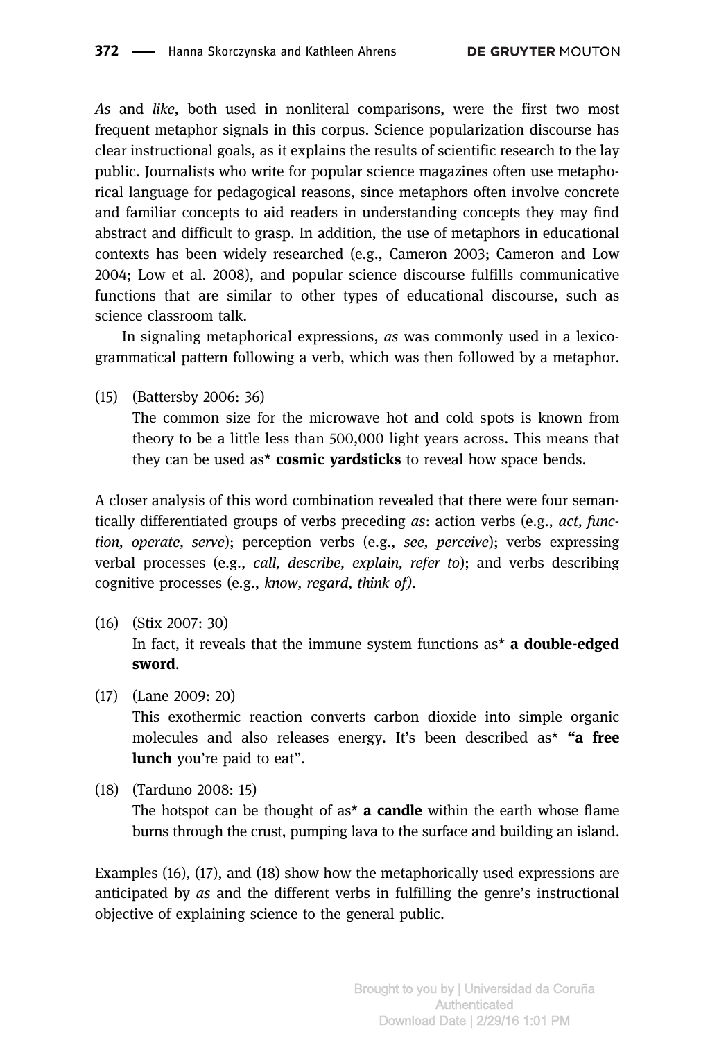*As* and *like*, both used in nonliteral comparisons, were the first two most frequent metaphor signals in this corpus. Science popularization discourse has clear instructional goals, as it explains the results of scientific research to the lay public. Journalists who write for popular science magazines often use metaphorical language for pedagogical reasons, since metaphors often involve concrete and familiar concepts to aid readers in understanding concepts they may find abstract and difficult to grasp. In addition, the use of metaphors in educational contexts has been widely researched (e.g., Cameron 2003; Cameron and Low 2004; Low et al. 2008), and popular science discourse fulfills communicative functions that are similar to other types of educational discourse, such as science classroom talk.

In signaling metaphorical expressions, *as* was commonly used in a lexico-grammatical pattern following a verb, which was then followed by a metaphor.

(15) (Battersby 2006: 36)
The common size for the microwave hot and cold spots is known from theory to be a little less than 500,000 light years across. This means that they can be used as* **cosmic yardsticks** to reveal how space bends.

A closer analysis of this word combination revealed that there were four semantically differentiated groups of verbs preceding *as*: action verbs (e.g., *act, function, operate, serve*); perception verbs (e.g., *see, perceive*); verbs expressing verbal processes (e.g., *call, describe, explain, refer to*); and verbs describing cognitive processes (e.g., *know, regard, think of)*.

(16) (Stix 2007: 30)
In fact, it reveals that the immune system functions as* **a double-edged sword**.

(17) (Lane 2009: 20)
This exothermic reaction converts carbon dioxide into simple organic molecules and also releases energy. It's been described as* **"a free lunch** you're paid to eat".

(18) (Tarduno 2008: 15)
The hotspot can be thought of as* **a candle** within the earth whose flame burns through the crust, pumping lava to the surface and building an island.

Examples (16), (17), and (18) show how the metaphorically used expressions are anticipated by *as* and the different verbs in fulfilling the genre's instructional objective of explaining science to the general public.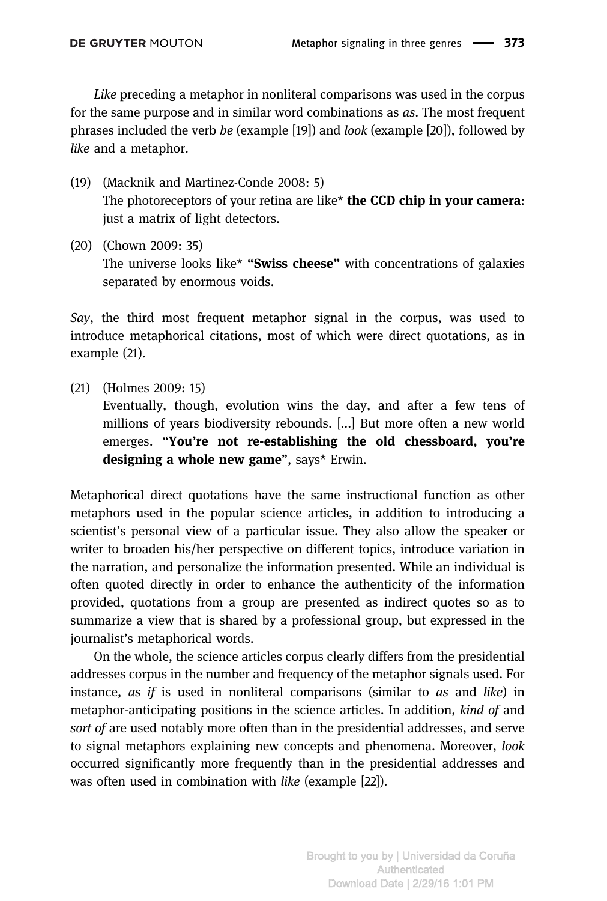*Like* preceding a metaphor in nonliteral comparisons was used in the corpus for the same purpose and in similar word combinations as *as*. The most frequent phrases included the verb *be* (example [19]) and *look* (example [20]), followed by *like* and a metaphor.

(19) (Macknik and Martinez-Conde 2008: 5)
The photoreceptors of your retina are like* **the CCD chip in your camera**: just a matrix of light detectors.

(20) (Chown 2009: 35)
The universe looks like* **"Swiss cheese"** with concentrations of galaxies separated by enormous voids.

*Say*, the third most frequent metaphor signal in the corpus, was used to introduce metaphorical citations, most of which were direct quotations, as in example (21).

(21) (Holmes 2009: 15)
Eventually, though, evolution wins the day, and after a few tens of millions of years biodiversity rebounds. [...] But more often a new world emerges. "**You're not re-establishing the old chessboard, you're designing a whole new game**", says* Erwin.

Metaphorical direct quotations have the same instructional function as other metaphors used in the popular science articles, in addition to introducing a scientist's personal view of a particular issue. They also allow the speaker or writer to broaden his/her perspective on different topics, introduce variation in the narration, and personalize the information presented. While an individual is often quoted directly in order to enhance the authenticity of the information provided, quotations from a group are presented as indirect quotes so as to summarize a view that is shared by a professional group, but expressed in the journalist's metaphorical words.

On the whole, the science articles corpus clearly differs from the presidential addresses corpus in the number and frequency of the metaphor signals used. For instance, *as if* is used in nonliteral comparisons (similar to *as* and *like*) in metaphor-anticipating positions in the science articles. In addition, *kind of* and *sort of* are used notably more often than in the presidential addresses, and serve to signal metaphors explaining new concepts and phenomena. Moreover, *look* occurred significantly more frequently than in the presidential addresses and was often used in combination with *like* (example [22]).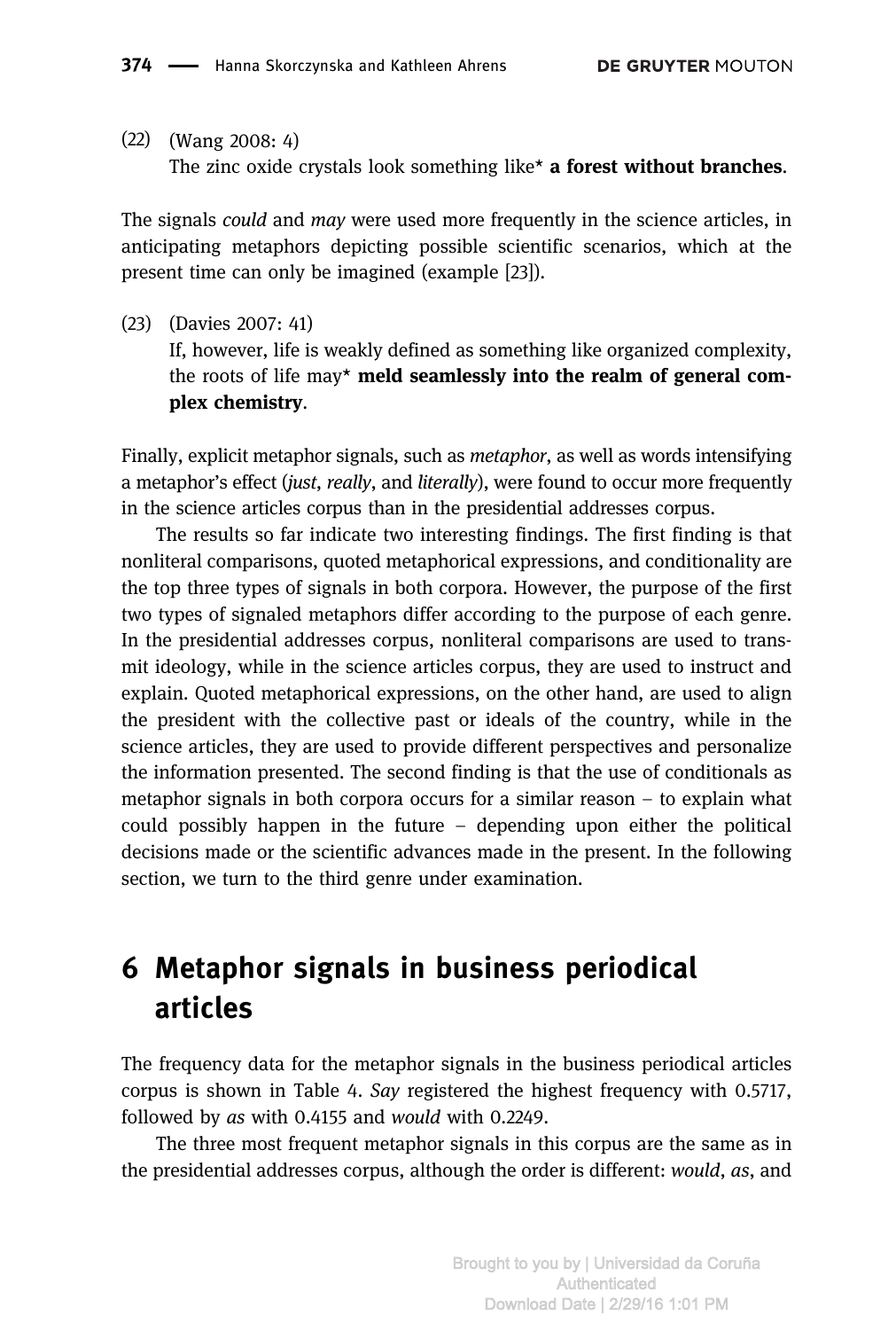(22) (Wang 2008: 4)
The zinc oxide crystals look something like* **a forest without branches**.

The signals *could* and *may* were used more frequently in the science articles, in anticipating metaphors depicting possible scientific scenarios, which at the present time can only be imagined (example [23]).

(23) (Davies 2007: 41)
If, however, life is weakly defined as something like organized complexity, the roots of life may* **meld seamlessly into the realm of general complex chemistry**.

Finally, explicit metaphor signals, such as *metaphor*, as well as words intensifying a metaphor's effect (*just*, *really*, and *literally*), were found to occur more frequently in the science articles corpus than in the presidential addresses corpus.

The results so far indicate two interesting findings. The first finding is that nonliteral comparisons, quoted metaphorical expressions, and conditionality are the top three types of signals in both corpora. However, the purpose of the first two types of signaled metaphors differ according to the purpose of each genre. In the presidential addresses corpus, nonliteral comparisons are used to transmit ideology, while in the science articles corpus, they are used to instruct and explain. Quoted metaphorical expressions, on the other hand, are used to align the president with the collective past or ideals of the country, while in the science articles, they are used to provide different perspectives and personalize the information presented. The second finding is that the use of conditionals as metaphor signals in both corpora occurs for a similar reason – to explain what could possibly happen in the future – depending upon either the political decisions made or the scientific advances made in the present. In the following section, we turn to the third genre under examination.

## 6 Metaphor signals in business periodical articles

The frequency data for the metaphor signals in the business periodical articles corpus is shown in Table 4. *Say* registered the highest frequency with 0.5717, followed by *as* with 0.4155 and *would* with 0.2249.

The three most frequent metaphor signals in this corpus are the same as in the presidential addresses corpus, although the order is different: *would*, *as*, and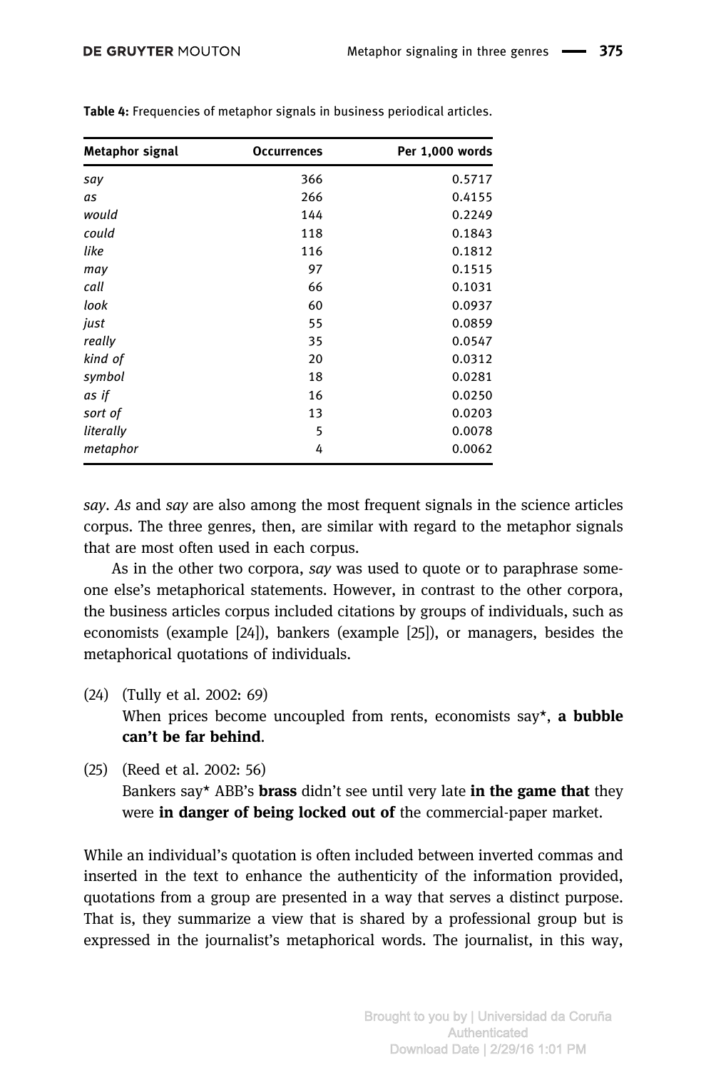**Table 4:** Frequencies of metaphor signals in business periodical articles.

| Metaphor signal | Occurrences | Per 1,000 words |
|---|---|---|
| *say* | 366 | 0.5717 |
| *as* | 266 | 0.4155 |
| *would* | 144 | 0.2249 |
| *could* | 118 | 0.1843 |
| *like* | 116 | 0.1812 |
| *may* | 97 | 0.1515 |
| *call* | 66 | 0.1031 |
| *look* | 60 | 0.0937 |
| *just* | 55 | 0.0859 |
| *really* | 35 | 0.0547 |
| *kind of* | 20 | 0.0312 |
| *symbol* | 18 | 0.0281 |
| *as if* | 16 | 0.0250 |
| *sort of* | 13 | 0.0203 |
| *literally* | 5 | 0.0078 |
| *metaphor* | 4 | 0.0062 |

*say*. *As* and *say* are also among the most frequent signals in the science articles corpus. The three genres, then, are similar with regard to the metaphor signals that are most often used in each corpus.

As in the other two corpora, *say* was used to quote or to paraphrase someone else's metaphorical statements. However, in contrast to the other corpora, the business articles corpus included citations by groups of individuals, such as economists (example [24]), bankers (example [25]), or managers, besides the metaphorical quotations of individuals.

(24) (Tully et al. 2002: 69)
When prices become uncoupled from rents, economists say*, **a bubble can't be far behind**.

(25) (Reed et al. 2002: 56)
Bankers say* ABB's **brass** didn't see until very late **in the game that** they were **in danger of being locked out of** the commercial-paper market.

While an individual's quotation is often included between inverted commas and inserted in the text to enhance the authenticity of the information provided, quotations from a group are presented in a way that serves a distinct purpose. That is, they summarize a view that is shared by a professional group but is expressed in the journalist's metaphorical words. The journalist, in this way,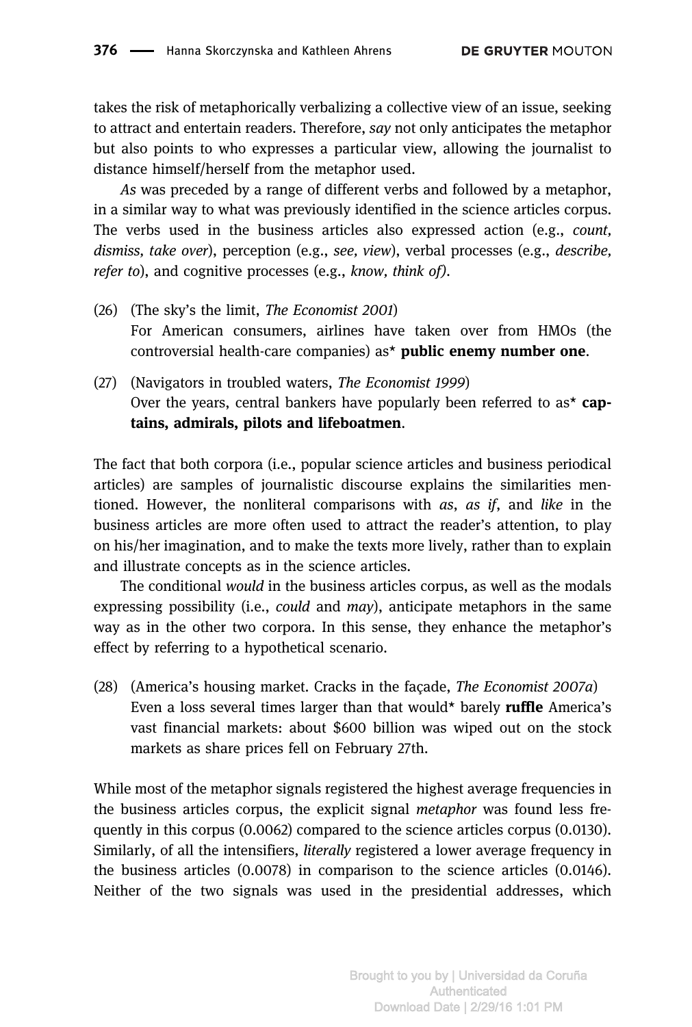takes the risk of metaphorically verbalizing a collective view of an issue, seeking to attract and entertain readers. Therefore, *say* not only anticipates the metaphor but also points to who expresses a particular view, allowing the journalist to distance himself/herself from the metaphor used.

*As* was preceded by a range of different verbs and followed by a metaphor, in a similar way to what was previously identified in the science articles corpus. The verbs used in the business articles also expressed action (e.g., *count, dismiss, take over*), perception (e.g., *see, view*), verbal processes (e.g., *describe, refer to*), and cognitive processes (e.g., *know, think of)*.

(26) (The sky's the limit, *The Economist 2001*)
For American consumers, airlines have taken over from HMOs (the controversial health-care companies) as* **public enemy number one**.

(27) (Navigators in troubled waters, *The Economist 1999*)
Over the years, central bankers have popularly been referred to as* **captains, admirals, pilots and lifeboatmen**.

The fact that both corpora (i.e., popular science articles and business periodical articles) are samples of journalistic discourse explains the similarities mentioned. However, the nonliteral comparisons with *as*, *as if*, and *like* in the business articles are more often used to attract the reader's attention, to play on his/her imagination, and to make the texts more lively, rather than to explain and illustrate concepts as in the science articles.

The conditional *would* in the business articles corpus, as well as the modals expressing possibility (i.e., *could* and *may*), anticipate metaphors in the same way as in the other two corpora. In this sense, they enhance the metaphor's effect by referring to a hypothetical scenario.

(28) (America's housing market. Cracks in the façade, *The Economist 2007a*)
Even a loss several times larger than that would* barely **ruffle** America's vast financial markets: about $600 billion was wiped out on the stock markets as share prices fell on February 27th.

While most of the metaphor signals registered the highest average frequencies in the business articles corpus, the explicit signal *metaphor* was found less frequently in this corpus (0.0062) compared to the science articles corpus (0.0130). Similarly, of all the intensifiers, *literally* registered a lower average frequency in the business articles (0.0078) in comparison to the science articles (0.0146). Neither of the two signals was used in the presidential addresses, which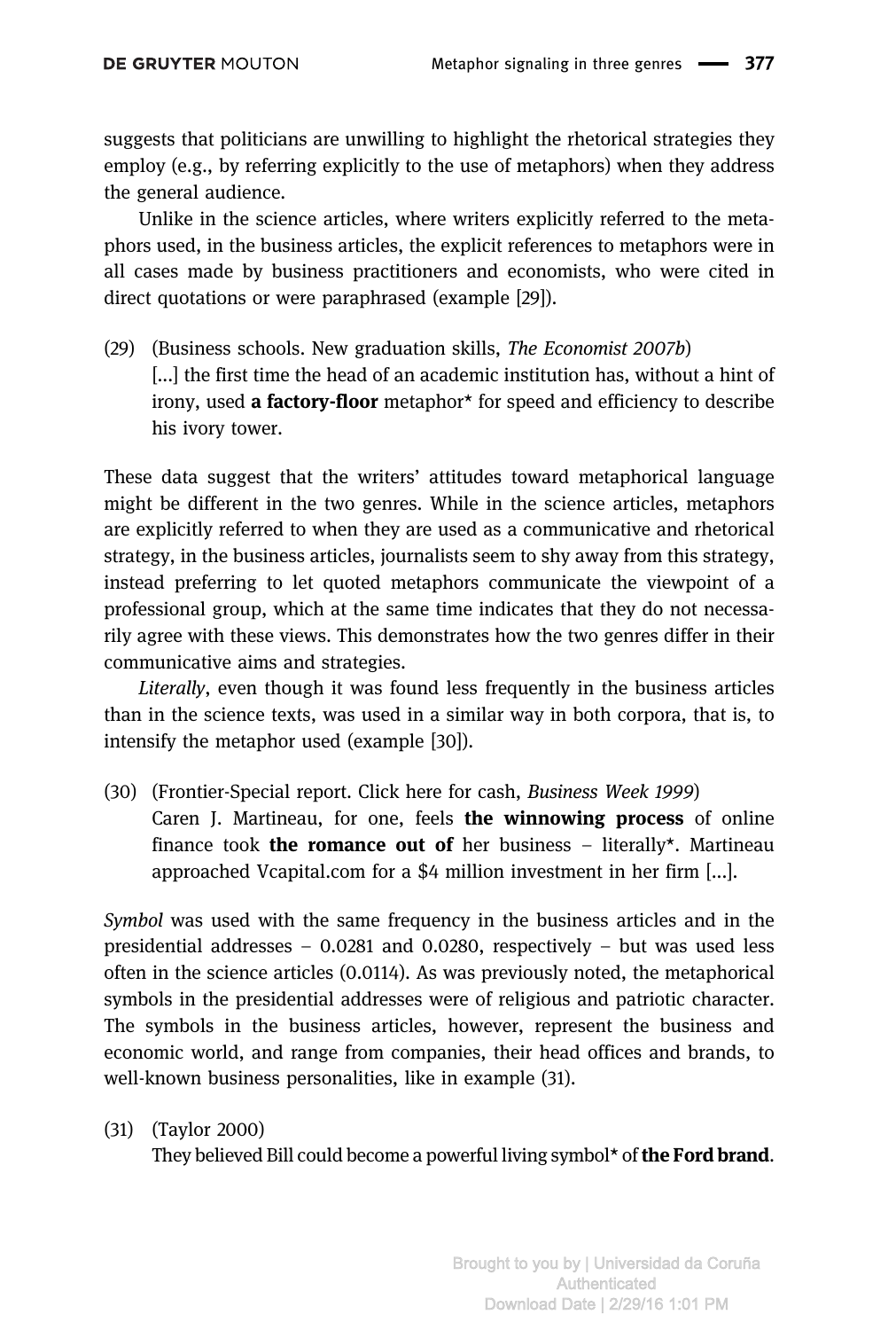suggests that politicians are unwilling to highlight the rhetorical strategies they employ (e.g., by referring explicitly to the use of metaphors) when they address the general audience.

Unlike in the science articles, where writers explicitly referred to the metaphors used, in the business articles, the explicit references to metaphors were in all cases made by business practitioners and economists, who were cited in direct quotations or were paraphrased (example [29]).

(29) (Business schools. New graduation skills, *The Economist 2007b*)
[...] the first time the head of an academic institution has, without a hint of irony, used **a factory-floor** metaphor* for speed and efficiency to describe his ivory tower.

These data suggest that the writers' attitudes toward metaphorical language might be different in the two genres. While in the science articles, metaphors are explicitly referred to when they are used as a communicative and rhetorical strategy, in the business articles, journalists seem to shy away from this strategy, instead preferring to let quoted metaphors communicate the viewpoint of a professional group, which at the same time indicates that they do not necessarily agree with these views. This demonstrates how the two genres differ in their communicative aims and strategies.

*Literally*, even though it was found less frequently in the business articles than in the science texts, was used in a similar way in both corpora, that is, to intensify the metaphor used (example [30]).

(30) (Frontier-Special report. Click here for cash, *Business Week 1999*)
Caren J. Martineau, for one, feels **the winnowing process** of online finance took **the romance out of** her business – literally*. Martineau approached Vcapital.com for a $4 million investment in her firm [...].

*Symbol* was used with the same frequency in the business articles and in the presidential addresses – 0.0281 and 0.0280, respectively – but was used less often in the science articles (0.0114). As was previously noted, the metaphorical symbols in the presidential addresses were of religious and patriotic character. The symbols in the business articles, however, represent the business and economic world, and range from companies, their head offices and brands, to well-known business personalities, like in example (31).

(31) (Taylor 2000)
They believed Bill could become a powerful living symbol* of **the Ford brand**.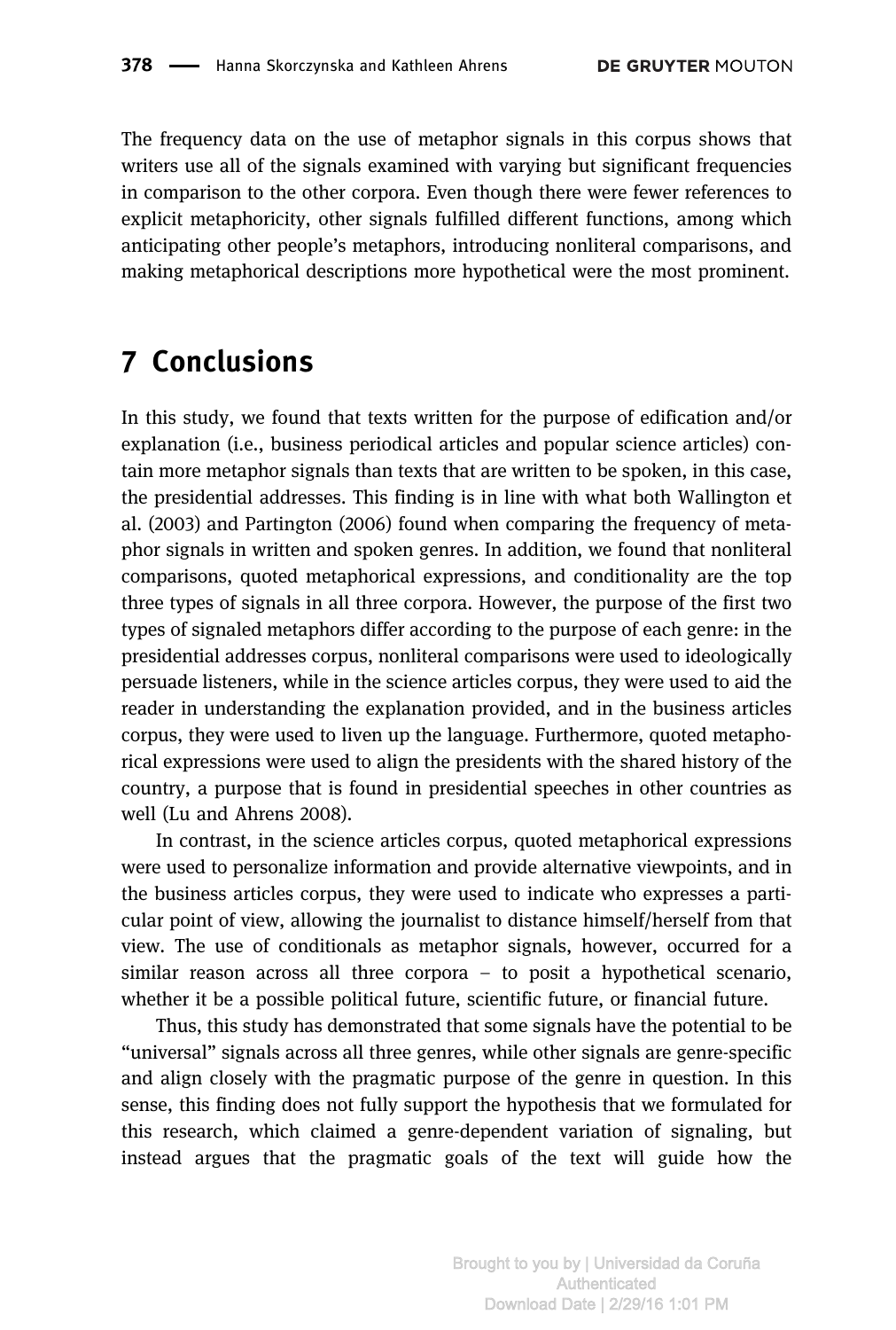The frequency data on the use of metaphor signals in this corpus shows that writers use all of the signals examined with varying but significant frequencies in comparison to the other corpora. Even though there were fewer references to explicit metaphoricity, other signals fulfilled different functions, among which anticipating other people's metaphors, introducing nonliteral comparisons, and making metaphorical descriptions more hypothetical were the most prominent.

# 7 Conclusions

In this study, we found that texts written for the purpose of edification and/or explanation (i.e., business periodical articles and popular science articles) contain more metaphor signals than texts that are written to be spoken, in this case, the presidential addresses. This finding is in line with what both Wallington et al. (2003) and Partington (2006) found when comparing the frequency of metaphor signals in written and spoken genres. In addition, we found that nonliteral comparisons, quoted metaphorical expressions, and conditionality are the top three types of signals in all three corpora. However, the purpose of the first two types of signaled metaphors differ according to the purpose of each genre: in the presidential addresses corpus, nonliteral comparisons were used to ideologically persuade listeners, while in the science articles corpus, they were used to aid the reader in understanding the explanation provided, and in the business articles corpus, they were used to liven up the language. Furthermore, quoted metaphorical expressions were used to align the presidents with the shared history of the country, a purpose that is found in presidential speeches in other countries as well (Lu and Ahrens 2008).

In contrast, in the science articles corpus, quoted metaphorical expressions were used to personalize information and provide alternative viewpoints, and in the business articles corpus, they were used to indicate who expresses a particular point of view, allowing the journalist to distance himself/herself from that view. The use of conditionals as metaphor signals, however, occurred for a similar reason across all three corpora – to posit a hypothetical scenario, whether it be a possible political future, scientific future, or financial future.

Thus, this study has demonstrated that some signals have the potential to be "universal" signals across all three genres, while other signals are genre-specific and align closely with the pragmatic purpose of the genre in question. In this sense, this finding does not fully support the hypothesis that we formulated for this research, which claimed a genre-dependent variation of signaling, but instead argues that the pragmatic goals of the text will guide how the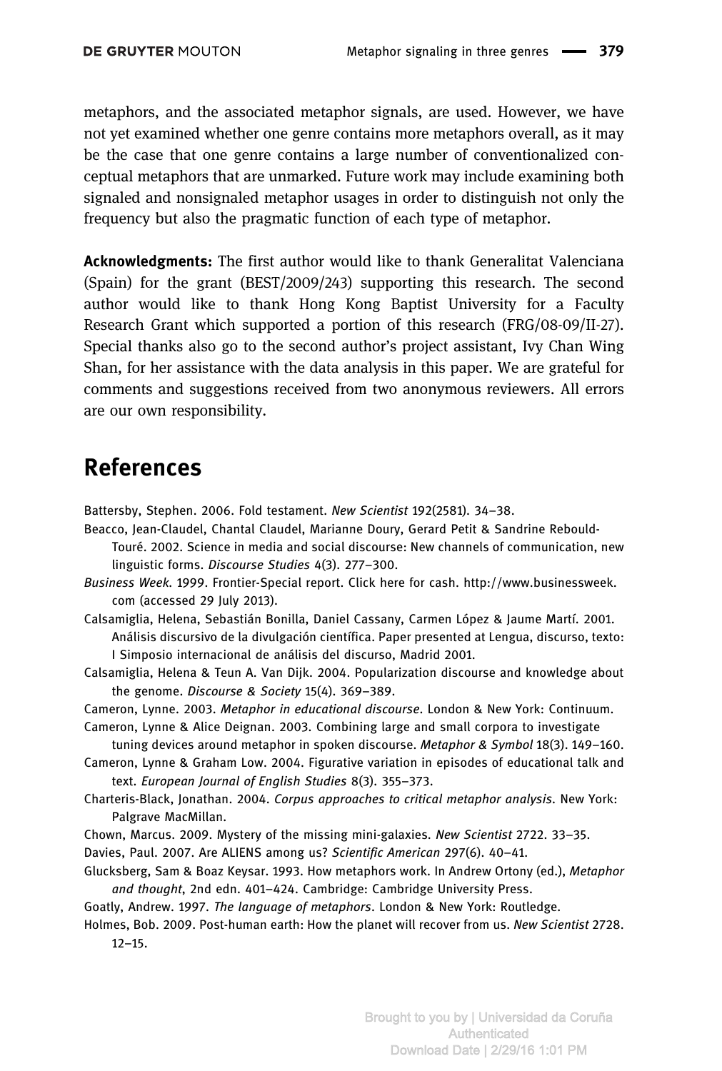metaphors, and the associated metaphor signals, are used. However, we have not yet examined whether one genre contains more metaphors overall, as it may be the case that one genre contains a large number of conventionalized conceptual metaphors that are unmarked. Future work may include examining both signaled and nonsignaled metaphor usages in order to distinguish not only the frequency but also the pragmatic function of each type of metaphor.

**Acknowledgments:** The first author would like to thank Generalitat Valenciana (Spain) for the grant (BEST/2009/243) supporting this research. The second author would like to thank Hong Kong Baptist University for a Faculty Research Grant which supported a portion of this research (FRG/08-09/II-27). Special thanks also go to the second author's project assistant, Ivy Chan Wing Shan, for her assistance with the data analysis in this paper. We are grateful for comments and suggestions received from two anonymous reviewers. All errors are our own responsibility.

## References

Battersby, Stephen. 2006. Fold testament. *New Scientist* 192(2581). 34–38.

Beacco, Jean-Claudel, Chantal Claudel, Marianne Doury, Gerard Petit & Sandrine Rebould-Touré. 2002. Science in media and social discourse: New channels of communication, new linguistic forms. *Discourse Studies* 4(3). 277–300.

*Business Week*. 1999. Frontier-Special report. Click here for cash. http://www.businessweek.com (accessed 29 July 2013).

Calsamiglia, Helena, Sebastián Bonilla, Daniel Cassany, Carmen López & Jaume Martí. 2001. Análisis discursivo de la divulgación científica. Paper presented at Lengua, discurso, texto: I Simposio internacional de análisis del discurso, Madrid 2001.

Calsamiglia, Helena & Teun A. Van Dijk. 2004. Popularization discourse and knowledge about the genome. *Discourse & Society* 15(4). 369–389.

Cameron, Lynne. 2003. *Metaphor in educational discourse*. London & New York: Continuum.

Cameron, Lynne & Alice Deignan. 2003. Combining large and small corpora to investigate tuning devices around metaphor in spoken discourse. *Metaphor & Symbol* 18(3). 149–160.

Cameron, Lynne & Graham Low. 2004. Figurative variation in episodes of educational talk and text. *European Journal of English Studies* 8(3). 355–373.

Charteris-Black, Jonathan. 2004. *Corpus approaches to critical metaphor analysis*. New York: Palgrave MacMillan.

Chown, Marcus. 2009. Mystery of the missing mini-galaxies. *New Scientist* 2722. 33–35.

Davies, Paul. 2007. Are ALIENS among us? *Scientific American* 297(6). 40–41.

Glucksberg, Sam & Boaz Keysar. 1993. How metaphors work. In Andrew Ortony (ed.), *Metaphor and thought*, 2nd edn. 401–424. Cambridge: Cambridge University Press.

Goatly, Andrew. 1997. *The language of metaphors*. London & New York: Routledge.

Holmes, Bob. 2009. Post-human earth: How the planet will recover from us. *New Scientist* 2728. 12–15.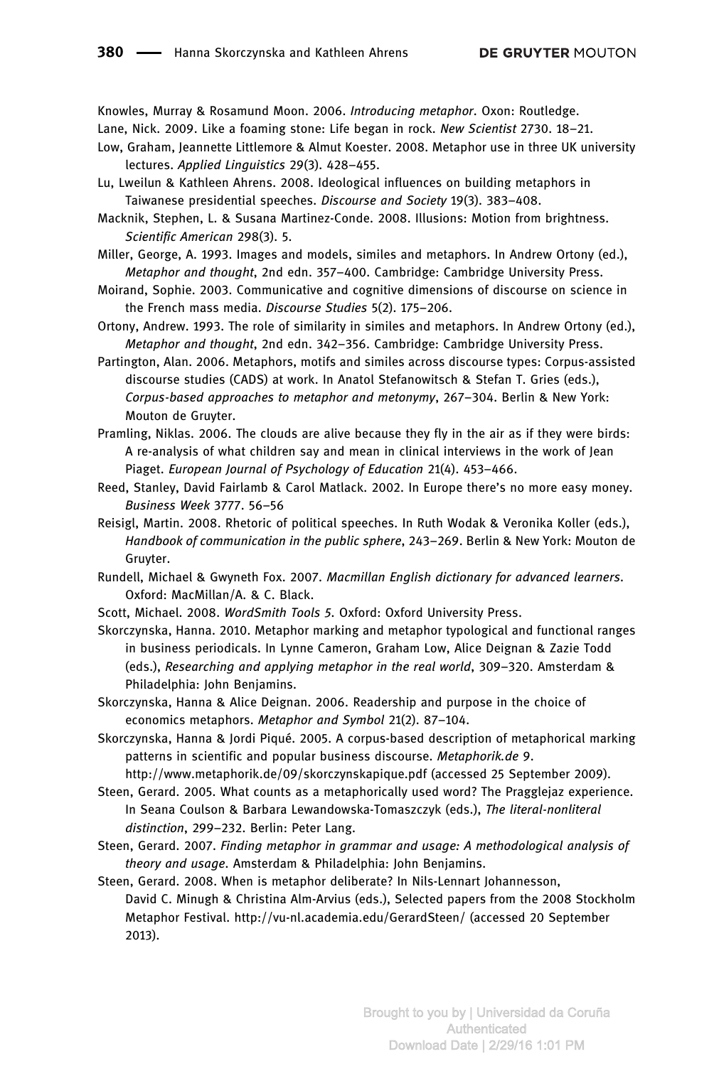Knowles, Murray & Rosamund Moon. 2006. *Introducing metaphor*. Oxon: Routledge.

Lane, Nick. 2009. Like a foaming stone: Life began in rock. *New Scientist* 2730. 18–21.

Low, Graham, Jeannette Littlemore & Almut Koester. 2008. Metaphor use in three UK university lectures. *Applied Linguistics* 29(3). 428–455.

Lu, Lweilun & Kathleen Ahrens. 2008. Ideological influences on building metaphors in Taiwanese presidential speeches. *Discourse and Society* 19(3). 383–408.

Macknik, Stephen, L. & Susana Martinez-Conde. 2008. Illusions: Motion from brightness. *Scientific American* 298(3). 5.

Miller, George, A. 1993. Images and models, similes and metaphors. In Andrew Ortony (ed.), *Metaphor and thought*, 2nd edn. 357–400. Cambridge: Cambridge University Press.

Moirand, Sophie. 2003. Communicative and cognitive dimensions of discourse on science in the French mass media. *Discourse Studies* 5(2). 175–206.

Ortony, Andrew. 1993. The role of similarity in similes and metaphors. In Andrew Ortony (ed.), *Metaphor and thought*, 2nd edn. 342–356. Cambridge: Cambridge University Press.

Partington, Alan. 2006. Metaphors, motifs and similes across discourse types: Corpus-assisted discourse studies (CADS) at work. In Anatol Stefanowitsch & Stefan T. Gries (eds.), *Corpus-based approaches to metaphor and metonymy*, 267–304. Berlin & New York: Mouton de Gruyter.

Pramling, Niklas. 2006. The clouds are alive because they fly in the air as if they were birds: A re-analysis of what children say and mean in clinical interviews in the work of Jean Piaget. *European Journal of Psychology of Education* 21(4). 453–466.

Reed, Stanley, David Fairlamb & Carol Matlack. 2002. In Europe there's no more easy money. *Business Week* 3777. 56–56

Reisigl, Martin. 2008. Rhetoric of political speeches. In Ruth Wodak & Veronika Koller (eds.), *Handbook of communication in the public sphere*, 243–269. Berlin & New York: Mouton de Gruyter.

Rundell, Michael & Gwyneth Fox. 2007. *Macmillan English dictionary for advanced learners*. Oxford: MacMillan/A. & C. Black.

Scott, Michael. 2008. *WordSmith Tools 5*. Oxford: Oxford University Press.

Skorczynska, Hanna. 2010. Metaphor marking and metaphor typological and functional ranges in business periodicals. In Lynne Cameron, Graham Low, Alice Deignan & Zazie Todd (eds.), *Researching and applying metaphor in the real world*, 309–320. Amsterdam & Philadelphia: John Benjamins.

Skorczynska, Hanna & Alice Deignan. 2006. Readership and purpose in the choice of economics metaphors. *Metaphor and Symbol* 21(2). 87–104.

Skorczynska, Hanna & Jordi Piqué. 2005. A corpus-based description of metaphorical marking patterns in scientific and popular business discourse. *Metaphorik.de* 9. http://www.metaphorik.de/09/skorczynskapique.pdf (accessed 25 September 2009).

Steen, Gerard. 2005. What counts as a metaphorically used word? The Pragglejaz experience. In Seana Coulson & Barbara Lewandowska-Tomaszczyk (eds.), *The literal-nonliteral distinction*, 299–232. Berlin: Peter Lang.

Steen, Gerard. 2007. *Finding metaphor in grammar and usage: A methodological analysis of theory and usage*. Amsterdam & Philadelphia: John Benjamins.

Steen, Gerard. 2008. When is metaphor deliberate? In Nils-Lennart Johannesson, David C. Minugh & Christina Alm-Arvius (eds.), Selected papers from the 2008 Stockholm Metaphor Festival. http://vu-nl.academia.edu/GerardSteen/ (accessed 20 September 2013).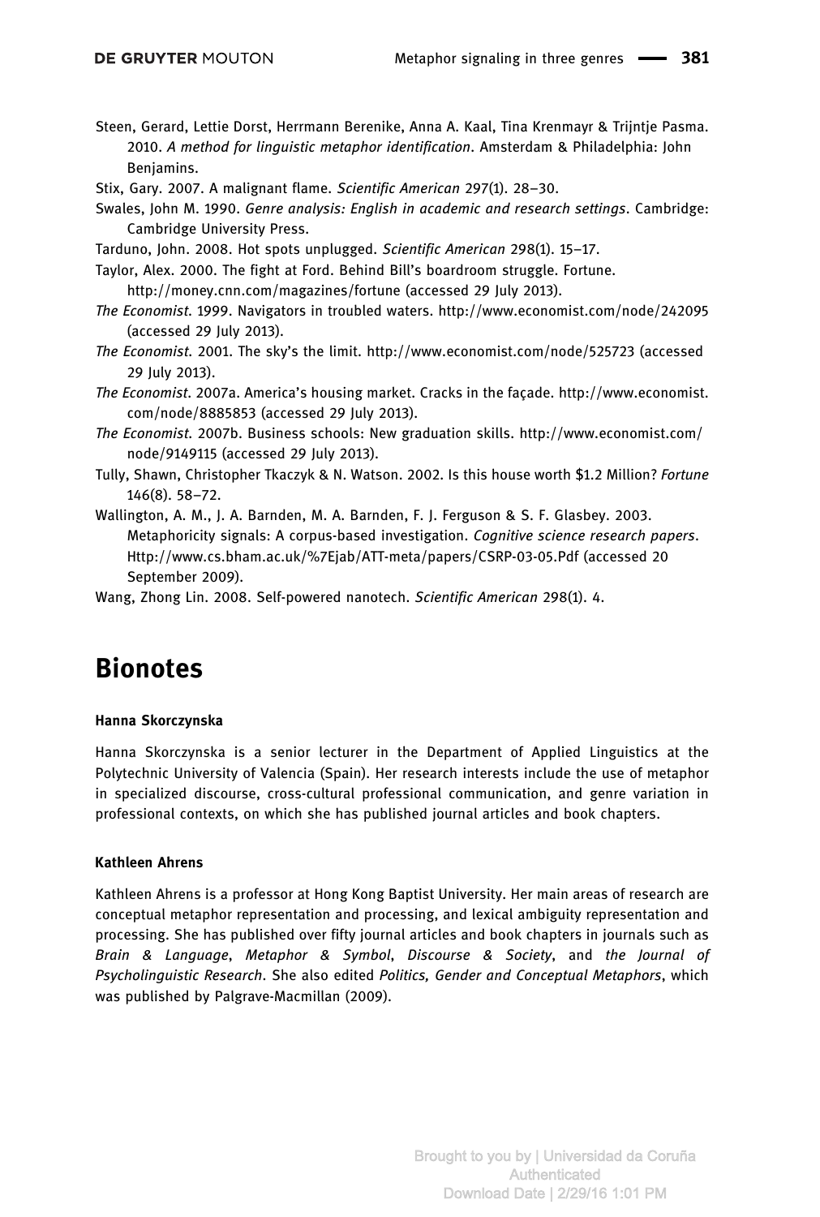Steen, Gerard, Lettie Dorst, Herrmann Berenike, Anna A. Kaal, Tina Krenmayr & Trijntje Pasma. 2010. *A method for linguistic metaphor identification*. Amsterdam & Philadelphia: John Benjamins.

Stix, Gary. 2007. A malignant flame. *Scientific American* 297(1). 28–30.

Swales, John M. 1990. *Genre analysis: English in academic and research settings*. Cambridge: Cambridge University Press.

Tarduno, John. 2008. Hot spots unplugged. *Scientific American* 298(1). 15–17.

Taylor, Alex. 2000. The fight at Ford. Behind Bill's boardroom struggle. Fortune. http://money.cnn.com/magazines/fortune (accessed 29 July 2013).

*The Economist*. 1999. Navigators in troubled waters. http://www.economist.com/node/242095 (accessed 29 July 2013).

*The Economist*. 2001. The sky's the limit. http://www.economist.com/node/525723 (accessed 29 July 2013).

*The Economist*. 2007a. America's housing market. Cracks in the façade. http://www.economist.com/node/8885853 (accessed 29 July 2013).

*The Economist*. 2007b. Business schools: New graduation skills. http://www.economist.com/node/9149115 (accessed 29 July 2013).

Tully, Shawn, Christopher Tkaczyk & N. Watson. 2002. Is this house worth $1.2 Million? *Fortune* 146(8). 58–72.

Wallington, A. M., J. A. Barnden, M. A. Barnden, F. J. Ferguson & S. F. Glasbey. 2003. Metaphoricity signals: A corpus-based investigation. *Cognitive science research papers*. Http://www.cs.bham.ac.uk/%7Ejab/ATT-meta/papers/CSRP-03-05.Pdf (accessed 20 September 2009).

Wang, Zhong Lin. 2008. Self-powered nanotech. *Scientific American* 298(1). 4.

# Bionotes

**Hanna Skorczynska**

Hanna Skorczynska is a senior lecturer in the Department of Applied Linguistics at the Polytechnic University of Valencia (Spain). Her research interests include the use of metaphor in specialized discourse, cross-cultural professional communication, and genre variation in professional contexts, on which she has published journal articles and book chapters.

**Kathleen Ahrens**

Kathleen Ahrens is a professor at Hong Kong Baptist University. Her main areas of research are conceptual metaphor representation and processing, and lexical ambiguity representation and processing. She has published over fifty journal articles and book chapters in journals such as *Brain & Language*, *Metaphor & Symbol*, *Discourse & Society*, and *the Journal of Psycholinguistic Research*. She also edited *Politics, Gender and Conceptual Metaphors*, which was published by Palgrave-Macmillan (2009).